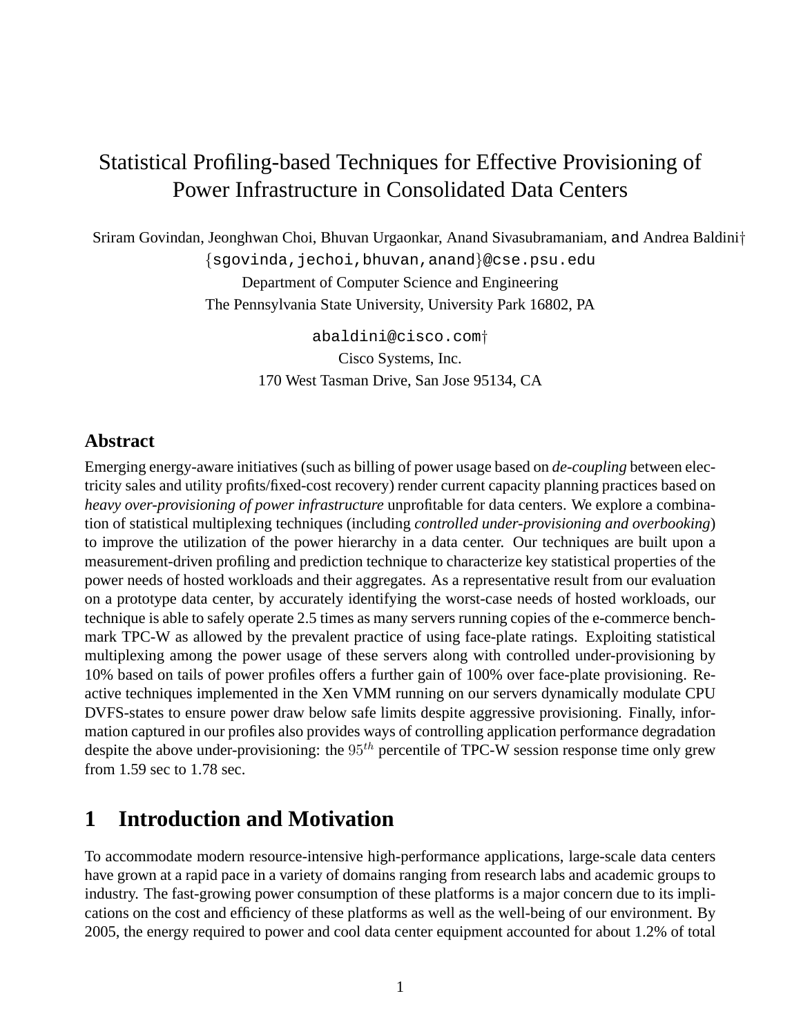# Statistical Profiling-based Techniques for Effective Provisioning of Power Infrastructure in Consolidated Data Centers

Sriram Govindan, Jeonghwan Choi, Bhuvan Urgaonkar, Anand Sivasubramaniam, and Andrea Baldini†

{sgovinda,jechoi,bhuvan,anand}@cse.psu.edu

Department of Computer Science and Engineering

The Pennsylvania State University, University Park 16802, PA

abaldini@cisco.com†

Cisco Systems, Inc.

170 West Tasman Drive, San Jose 95134, CA

## Abstract

Emerging energy-aware initiatives (such as billing of power usage based on *de-coupling* between electricity sales and utility profits/fixed-cost recovery) render current capacity planning practices based on *heavy over-provisioning of power infrastructure* unprofitable for data centers. We explore a combination of statistical multiplexing techniques (including *controlled under-provisioning and overbooking*) to improve the utilization of the power hierarchy in a data center. Our techniques are built upon a measurement-driven profiling and prediction technique to characterize key statistical properties of the power needs of hosted workloads and their aggregates. As a representative result from our evaluation on a prototype data center, by accurately identifying the worst-case needs of hosted workloads, our technique is able to safely operate 2.5 times as many servers running copies of the e-commerce benchmark TPC-W as allowed by the prevalent practice of using face-plate ratings. Exploiting statistical multiplexing among the power usage of these servers along with controlled under-provisioning by 10% based on tails of power profiles offers a further gain of 100% over face-plate provisioning. Reactive techniques implemented in the Xen VMM running on our servers dynamically modulate CPU DVFS-states to ensure power draw below safe limits despite aggressive provisioning. Finally, information captured in our profiles also provides ways of controlling application performance degradation despite the above under-provisioning: the $95^{th}$ percentile of TPC-W session response time only grew from 1.59 sec to 1.78 sec.

## 1 Introduction and Motivation

To accommodate modern resource-intensive high-performance applications, large-scale data centers have grown at a rapid pace in a variety of domains ranging from research labs and academic groups to industry. The fast-growing power consumption of these platforms is a major concern due to its implications on the cost and efficiency of these platforms as well as the well-being of our environment. By 2005, the energy required to power and cool data center equipment accounted for about 1.2% of total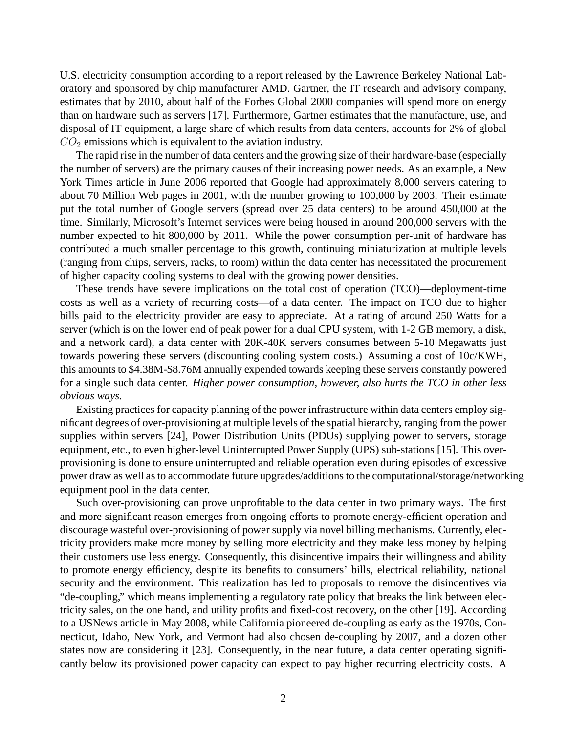U.S. electricity consumption according to a report released by the Lawrence Berkeley National Laboratory and sponsored by chip manufacturer AMD. Gartner, the IT research and advisory company, estimates that by 2010, about half of the Forbes Global 2000 companies will spend more on energy than on hardware such as servers [17]. Furthermore, Gartner estimates that the manufacture, use, and disposal of IT equipment, a large share of which results from data centers, accounts for 2% of global $CO_2$ emissions which is equivalent to the aviation industry.

The rapid rise in the number of data centers and the growing size of their hardware-base (especially the number of servers) are the primary causes of their increasing power needs. As an example, a New York Times article in June 2006 reported that Google had approximately 8,000 servers catering to about 70 Million Web pages in 2001, with the number growing to 100,000 by 2003. Their estimate put the total number of Google servers (spread over 25 data centers) to be around 450,000 at the time. Similarly, Microsoft's Internet services were being housed in around 200,000 servers with the number expected to hit 800,000 by 2011. While the power consumption per-unit of hardware has contributed a much smaller percentage to this growth, continuing miniaturization at multiple levels (ranging from chips, servers, racks, to room) within the data center has necessitated the procurement of higher capacity cooling systems to deal with the growing power densities.

These trends have severe implications on the total cost of operation (TCO)—deployment-time costs as well as a variety of recurring costs—of a data center. The impact on TCO due to higher bills paid to the electricity provider are easy to appreciate. At a rating of around 250 Watts for a server (which is on the lower end of peak power for a dual CPU system, with 1-2 GB memory, a disk, and a network card), a data center with 20K-40K servers consumes between 5-10 Megawatts just towards powering these servers (discounting cooling system costs.) Assuming a cost of 10c/KWH, this amounts to \$4.38M-\$8.76M annually expended towards keeping these servers constantly powered for a single such data center. *Higher power consumption, however, also hurts the TCO in other less obvious ways.*

Existing practices for capacity planning of the power infrastructure within data centers employ significant degrees of over-provisioning at multiple levels of the spatial hierarchy, ranging from the power supplies within servers [24], Power Distribution Units (PDUs) supplying power to servers, storage equipment, etc., to even higher-level Uninterrupted Power Supply (UPS) sub-stations [15]. This over-provisioning is done to ensure uninterrupted and reliable operation even during episodes of excessive power draw as well as to accommodate future upgrades/additions to the computational/storage/networking equipment pool in the data center.

Such over-provisioning can prove unprofitable to the data center in two primary ways. The first and more significant reason emerges from ongoing efforts to promote energy-efficient operation and discourage wasteful over-provisioning of power supply via novel billing mechanisms. Currently, electricity providers make more money by selling more electricity and they make less money by helping their customers use less energy. Consequently, this disincentive impairs their willingness and ability to promote energy efficiency, despite its benefits to consumers' bills, electrical reliability, national security and the environment. This realization has led to proposals to remove the disincentives via "de-coupling," which means implementing a regulatory rate policy that breaks the link between electricity sales, on the one hand, and utility profits and fixed-cost recovery, on the other [19]. According to a USNews article in May 2008, while California pioneered de-coupling as early as the 1970s, Connecticut, Idaho, New York, and Vermont had also chosen de-coupling by 2007, and a dozen other states now are considering it [23]. Consequently, in the near future, a data center operating significantly below its provisioned power capacity can expect to pay higher recurring electricity costs. A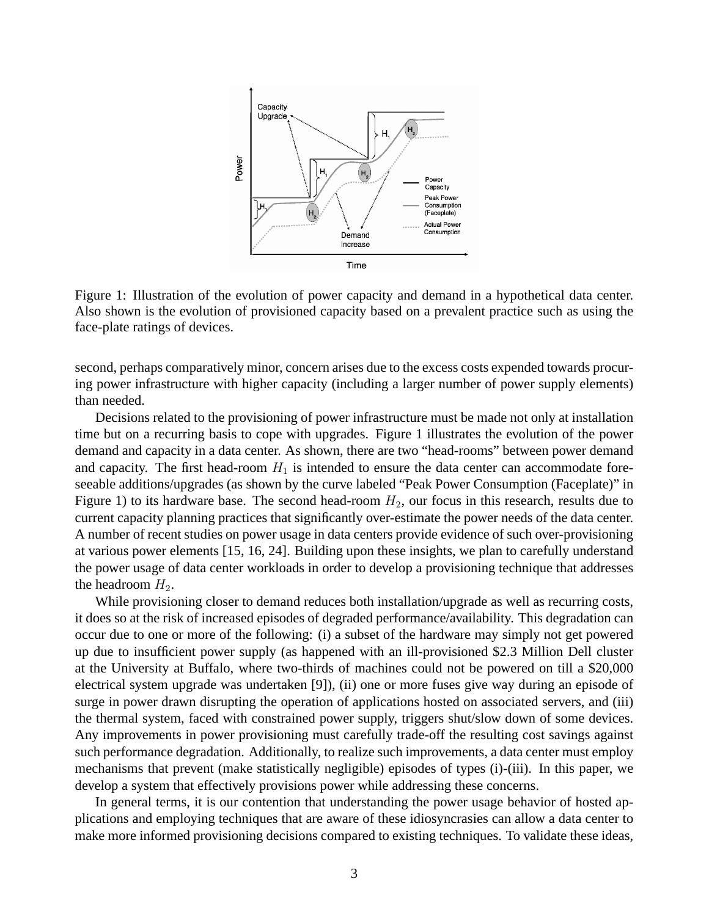Figure 1: Illustration of the evolution of power capacity and demand in a hypothetical data center. Also shown is the evolution of provisioned capacity based on a prevalent practice such as using the face-plate ratings of devices.

second, perhaps comparatively minor, concern arises due to the excess costs expended towards procuring power infrastructure with higher capacity (including a larger number of power supply elements) than needed.

Decisions related to the provisioning of power infrastructure must be made not only at installation time but on a recurring basis to cope with upgrades. Figure 1 illustrates the evolution of the power demand and capacity in a data center. As shown, there are two "head-rooms" between power demand and capacity. The first head-room $H_1$ is intended to ensure the data center can accommodate foreseeable additions/upgrades (as shown by the curve labeled "Peak Power Consumption (Faceplate)" in Figure 1) to its hardware base. The second head-room $H_2$, our focus in this research, results due to current capacity planning practices that significantly over-estimate the power needs of the data center. A number of recent studies on power usage in data centers provide evidence of such over-provisioning at various power elements [15, 16, 24]. Building upon these insights, we plan to carefully understand the power usage of data center workloads in order to develop a provisioning technique that addresses the headroom $H_2$.

While provisioning closer to demand reduces both installation/upgrade as well as recurring costs, it does so at the risk of increased episodes of degraded performance/availability. This degradation can occur due to one or more of the following: (i) a subset of the hardware may simply not get powered up due to insufficient power supply (as happened with an ill-provisioned \$2.3 Million Dell cluster at the University at Buffalo, where two-thirds of machines could not be powered on till a \$20,000 electrical system upgrade was undertaken [9]), (ii) one or more fuses give way during an episode of surge in power drawn disrupting the operation of applications hosted on associated servers, and (iii) the thermal system, faced with constrained power supply, triggers shut/slow down of some devices. Any improvements in power provisioning must carefully trade-off the resulting cost savings against such performance degradation. Additionally, to realize such improvements, a data center must employ mechanisms that prevent (make statistically negligible) episodes of types (i)-(iii). In this paper, we develop a system that effectively provisions power while addressing these concerns.

In general terms, it is our contention that understanding the power usage behavior of hosted applications and employing techniques that are aware of these idiosyncrasies can allow a data center to make more informed provisioning decisions compared to existing techniques. To validate these ideas,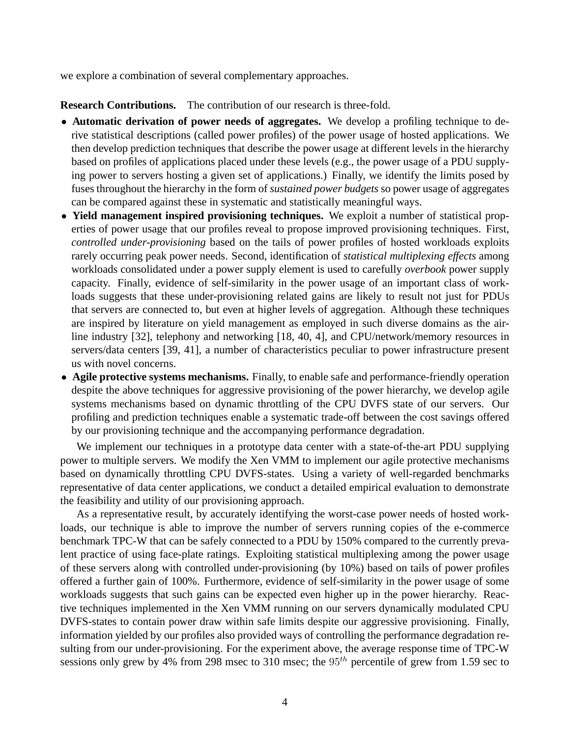we explore a combination of several complementary approaches.

**Research Contributions.** The contribution of our research is three-fold.

- **Automatic derivation of power needs of aggregates.** We develop a profiling technique to derive statistical descriptions (called power profiles) of the power usage of hosted applications. We then develop prediction techniques that describe the power usage at different levels in the hierarchy based on profiles of applications placed under these levels (e.g., the power usage of a PDU supplying power to servers hosting a given set of applications.) Finally, we identify the limits posed by fuses throughout the hierarchy in the form of *sustained power budgets* so power usage of aggregates can be compared against these in systematic and statistically meaningful ways.
- **Yield management inspired provisioning techniques.** We exploit a number of statistical properties of power usage that our profiles reveal to propose improved provisioning techniques. First, *controlled under-provisioning* based on the tails of power profiles of hosted workloads exploits rarely occurring peak power needs. Second, identification of *statistical multiplexing effects* among workloads consolidated under a power supply element is used to carefully *overbook* power supply capacity. Finally, evidence of self-similarity in the power usage of an important class of workloads suggests that these under-provisioning related gains are likely to result not just for PDUs that servers are connected to, but even at higher levels of aggregation. Although these techniques are inspired by literature on yield management as employed in such diverse domains as the airline industry [32], telephony and networking [18, 40, 4], and CPU/network/memory resources in servers/data centers [39, 41], a number of characteristics peculiar to power infrastructure present us with novel concerns.
- **Agile protective systems mechanisms.** Finally, to enable safe and performance-friendly operation despite the above techniques for aggressive provisioning of the power hierarchy, we develop agile systems mechanisms based on dynamic throttling of the CPU DVFS state of our servers. Our profiling and prediction techniques enable a systematic trade-off between the cost savings offered by our provisioning technique and the accompanying performance degradation.

We implement our techniques in a prototype data center with a state-of-the-art PDU supplying power to multiple servers. We modify the Xen VMM to implement our agile protective mechanisms based on dynamically throttling CPU DVFS-states. Using a variety of well-regarded benchmarks representative of data center applications, we conduct a detailed empirical evaluation to demonstrate the feasibility and utility of our provisioning approach.

As a representative result, by accurately identifying the worst-case power needs of hosted workloads, our technique is able to improve the number of servers running copies of the e-commerce benchmark TPC-W that can be safely connected to a PDU by 150% compared to the currently prevalent practice of using face-plate ratings. Exploiting statistical multiplexing among the power usage of these servers along with controlled under-provisioning (by 10%) based on tails of power profiles offered a further gain of 100%. Furthermore, evidence of self-similarity in the power usage of some workloads suggests that such gains can be expected even higher up in the power hierarchy. Reactive techniques implemented in the Xen VMM running on our servers dynamically modulated CPU DVFS-states to contain power draw within safe limits despite our aggressive provisioning. Finally, information yielded by our profiles also provided ways of controlling the performance degradation resulting from our under-provisioning. For the experiment above, the average response time of TPC-W sessions only grew by 4% from 298 msec to 310 msec; the $95^{th}$ percentile of grew from 1.59 sec to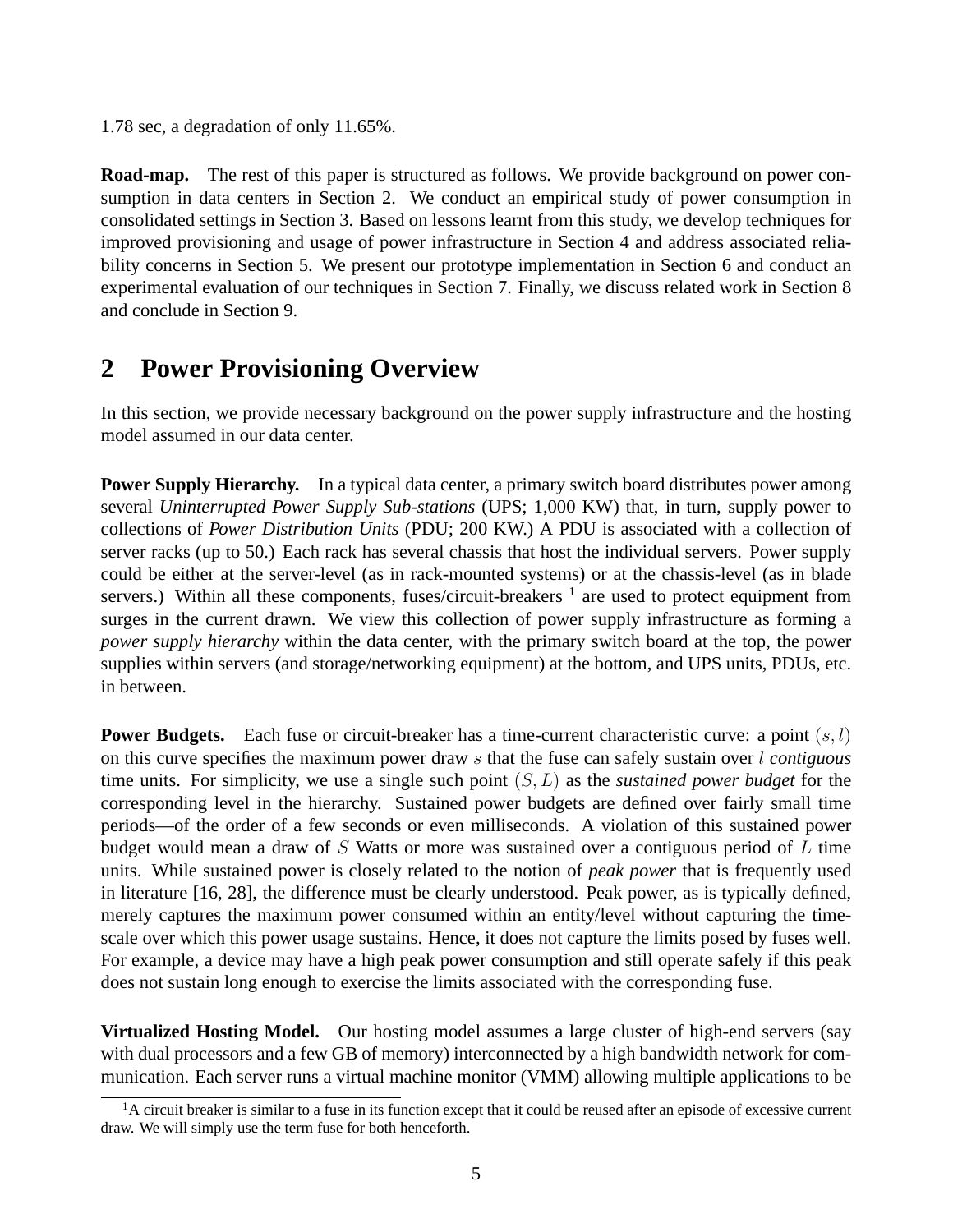1.78 sec, a degradation of only 11.65%.

**Road-map.** The rest of this paper is structured as follows. We provide background on power consumption in data centers in Section 2. We conduct an empirical study of power consumption in consolidated settings in Section 3. Based on lessons learnt from this study, we develop techniques for improved provisioning and usage of power infrastructure in Section 4 and address associated reliability concerns in Section 5. We present our prototype implementation in Section 6 and conduct an experimental evaluation of our techniques in Section 7. Finally, we discuss related work in Section 8 and conclude in Section 9.

## 2 Power Provisioning Overview

In this section, we provide necessary background on the power supply infrastructure and the hosting model assumed in our data center.

**Power Supply Hierarchy.** In a typical data center, a primary switch board distributes power among several *Uninterrupted Power Supply Sub-stations* (UPS; 1,000 KW) that, in turn, supply power to collections of *Power Distribution Units* (PDU; 200 KW.) A PDU is associated with a collection of server racks (up to 50.) Each rack has several chassis that host the individual servers. Power supply could be either at the server-level (as in rack-mounted systems) or at the chassis-level (as in blade servers.) Within all these components, fuses/circuit-breakers [1] are used to protect equipment from surges in the current drawn. We view this collection of power supply infrastructure as forming a *power supply hierarchy* within the data center, with the primary switch board at the top, the power supplies within servers (and storage/networking equipment) at the bottom, and UPS units, PDUs, etc. in between.

**Power Budgets.** Each fuse or circuit-breaker has a time-current characteristic curve: a point $(s, l)$ on this curve specifies the maximum power draw $s$ that the fuse can safely sustain over $l$ *contiguous* time units. For simplicity, we use a single such point $(S, L)$ as the *sustained power budget* for the corresponding level in the hierarchy. Sustained power budgets are defined over fairly small time periods—of the order of a few seconds or even milliseconds. A violation of this sustained power budget would mean a draw of $S$ Watts or more was sustained over a contiguous period of $L$ time units. While sustained power is closely related to the notion of *peak power* that is frequently used in literature [16, 28], the difference must be clearly understood. Peak power, as is typically defined, merely captures the maximum power consumed within an entity/level without capturing the time-scale over which this power usage sustains. Hence, it does not capture the limits posed by fuses well. For example, a device may have a high peak power consumption and still operate safely if this peak does not sustain long enough to exercise the limits associated with the corresponding fuse.

**Virtualized Hosting Model.** Our hosting model assumes a large cluster of high-end servers (say with dual processors and a few GB of memory) interconnected by a high bandwidth network for communication. Each server runs a virtual machine monitor (VMM) allowing multiple applications to be

[1] A circuit breaker is similar to a fuse in its function except that it could be reused after an episode of excessive current draw. We will simply use the term fuse for both henceforth.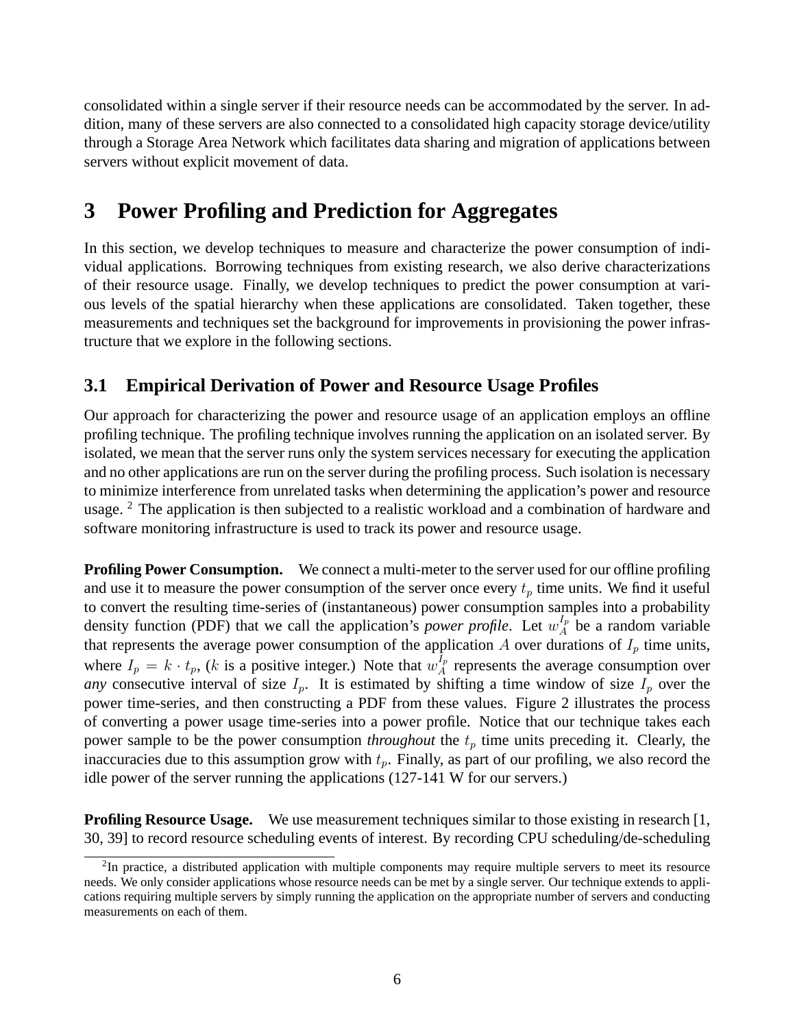consolidated within a single server if their resource needs can be accommodated by the server. In addition, many of these servers are also connected to a consolidated high capacity storage device/utility through a Storage Area Network which facilitates data sharing and migration of applications between servers without explicit movement of data.

# 3 Power Profiling and Prediction for Aggregates

In this section, we develop techniques to measure and characterize the power consumption of individual applications. Borrowing techniques from existing research, we also derive characterizations of their resource usage. Finally, we develop techniques to predict the power consumption at various levels of the spatial hierarchy when these applications are consolidated. Taken together, these measurements and techniques set the background for improvements in provisioning the power infrastructure that we explore in the following sections.

## 3.1 Empirical Derivation of Power and Resource Usage Profiles

Our approach for characterizing the power and resource usage of an application employs an offline profiling technique. The profiling technique involves running the application on an isolated server. By isolated, we mean that the server runs only the system services necessary for executing the application and no other applications are run on the server during the profiling process. Such isolation is necessary to minimize interference from unrelated tasks when determining the application's power and resource usage. [2] The application is then subjected to a realistic workload and a combination of hardware and software monitoring infrastructure is used to track its power and resource usage.

**Profiling Power Consumption.** We connect a multi-meter to the server used for our offline profiling and use it to measure the power consumption of the server once every $t_p$ time units. We find it useful to convert the resulting time-series of (instantaneous) power consumption samples into a probability density function (PDF) that we call the application's *power profile*. Let $w_A^{I_p}$ be a random variable that represents the average power consumption of the application $A$ over durations of $I_p$ time units, where $I_p = k \cdot t_p$, ($k$ is a positive integer.) Note that $w_A^{I_p}$ represents the average consumption over *any* consecutive interval of size $I_p$. It is estimated by shifting a time window of size $I_p$ over the power time-series, and then constructing a PDF from these values. Figure 2 illustrates the process of converting a power usage time-series into a power profile. Notice that our technique takes each power sample to be the power consumption *throughout* the $t_p$ time units preceding it. Clearly, the inaccuracies due to this assumption grow with $t_p$. Finally, as part of our profiling, we also record the idle power of the server running the applications (127-141 W for our servers.)

**Profiling Resource Usage.** We use measurement techniques similar to those existing in research [1, 30, 39] to record resource scheduling events of interest. By recording CPU scheduling/de-scheduling

[2] In practice, a distributed application with multiple components may require multiple servers to meet its resource needs. We only consider applications whose resource needs can be met by a single server. Our technique extends to applications requiring multiple servers by simply running the application on the appropriate number of servers and conducting measurements on each of them.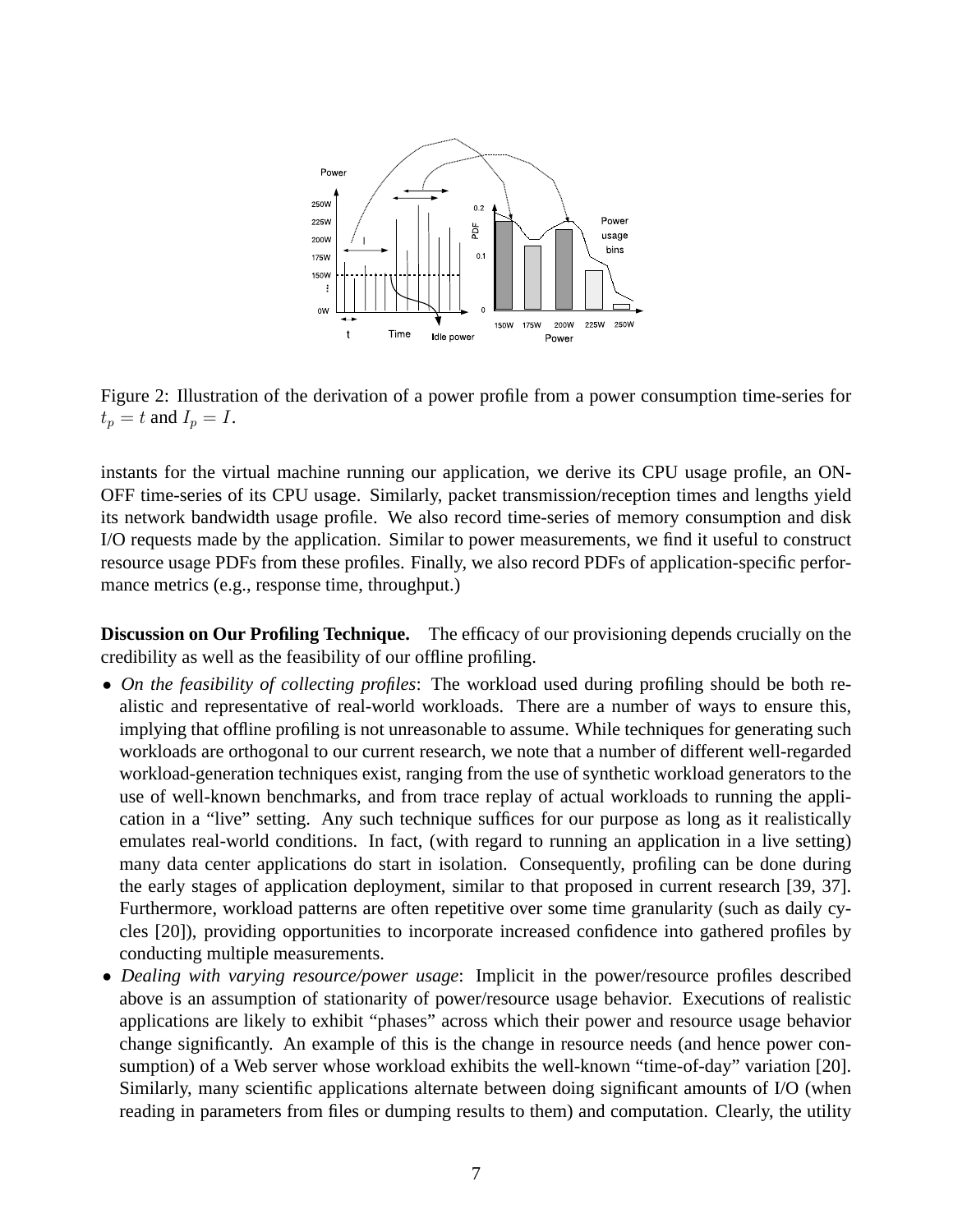Figure 2: Illustration of the derivation of a power profile from a power consumption time-series for $t_p = t$ and $I_p = I$.

instants for the virtual machine running our application, we derive its CPU usage profile, an ON-OFF time-series of its CPU usage. Similarly, packet transmission/reception times and lengths yield its network bandwidth usage profile. We also record time-series of memory consumption and disk I/O requests made by the application. Similar to power measurements, we find it useful to construct resource usage PDFs from these profiles. Finally, we also record PDFs of application-specific performance metrics (e.g., response time, throughput.)

**Discussion on Our Profiling Technique.** The efficacy of our provisioning depends crucially on the credibility as well as the feasibility of our offline profiling.

- *On the feasibility of collecting profiles*: The workload used during profiling should be both realistic and representative of real-world workloads. There are a number of ways to ensure this, implying that offline profiling is not unreasonable to assume. While techniques for generating such workloads are orthogonal to our current research, we note that a number of different well-regarded workload-generation techniques exist, ranging from the use of synthetic workload generators to the use of well-known benchmarks, and from trace replay of actual workloads to running the application in a "live" setting. Any such technique suffices for our purpose as long as it realistically emulates real-world conditions. In fact, (with regard to running an application in a live setting) many data center applications do start in isolation. Consequently, profiling can be done during the early stages of application deployment, similar to that proposed in current research [39, 37]. Furthermore, workload patterns are often repetitive over some time granularity (such as daily cycles [20]), providing opportunities to incorporate increased confidence into gathered profiles by conducting multiple measurements.
- *Dealing with varying resource/power usage*: Implicit in the power/resource profiles described above is an assumption of stationarity of power/resource usage behavior. Executions of realistic applications are likely to exhibit "phases" across which their power and resource usage behavior change significantly. An example of this is the change in resource needs (and hence power consumption) of a Web server whose workload exhibits the well-known "time-of-day" variation [20]. Similarly, many scientific applications alternate between doing significant amounts of I/O (when reading in parameters from files or dumping results to them) and computation. Clearly, the utility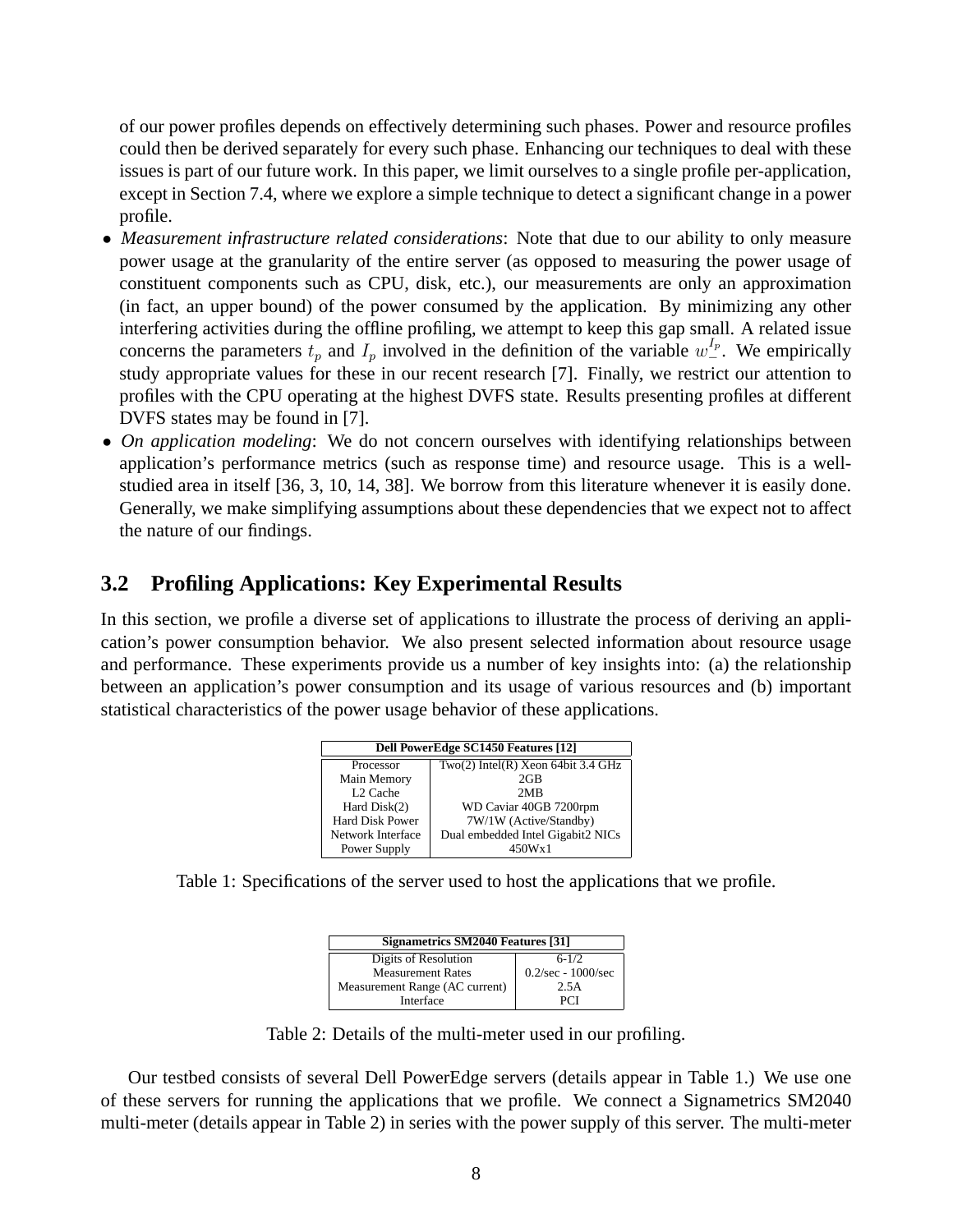of our power profiles depends on effectively determining such phases. Power and resource profiles could then be derived separately for every such phase. Enhancing our techniques to deal with these issues is part of our future work. In this paper, we limit ourselves to a single profile per-application, except in Section 7.4, where we explore a simple technique to detect a significant change in a power profile.

- *Measurement infrastructure related considerations*: Note that due to our ability to only measure power usage at the granularity of the entire server (as opposed to measuring the power usage of constituent components such as CPU, disk, etc.), our measurements are only an approximation (in fact, an upper bound) of the power consumed by the application. By minimizing any other interfering activities during the offline profiling, we attempt to keep this gap small. A related issue concerns the parameters $t_p$ and $I_p$ involved in the definition of the variable $w_{-}^{I_p}$. We empirically study appropriate values for these in our recent research [7]. Finally, we restrict our attention to profiles with the CPU operating at the highest DVFS state. Results presenting profiles at different DVFS states may be found in [7].
- *On application modeling*: We do not concern ourselves with identifying relationships between application's performance metrics (such as response time) and resource usage. This is a well-studied area in itself [36, 3, 10, 14, 38]. We borrow from this literature whenever it is easily done. Generally, we make simplifying assumptions about these dependencies that we expect not to affect the nature of our findings.

## 3.2 Profiling Applications: Key Experimental Results

In this section, we profile a diverse set of applications to illustrate the process of deriving an application's power consumption behavior. We also present selected information about resource usage and performance. These experiments provide us a number of key insights into: (a) the relationship between an application's power consumption and its usage of various resources and (b) important statistical characteristics of the power usage behavior of these applications.

| **Dell PowerEdge SC1450 Features [12]** | |
|---|---|
| Processor | Two(2) Intel(R) Xeon 64bit 3.4 GHz |
| Main Memory | 2GB |
| L2 Cache | 2MB |
| Hard Disk(2) | WD Caviar 40GB 7200rpm |
| Hard Disk Power | 7W/1W (Active/Standby) |
| Network Interface | Dual embedded Intel Gigabit2 NICs |
| Power Supply | 450Wx1 |

Table 1: Specifications of the server used to host the applications that we profile.

| **Signametrics SM2040 Features [31]** | |
|---|---|
| Digits of Resolution | 6-1/2 |
| Measurement Rates | 0.2/sec - 1000/sec |
| Measurement Range (AC current) | 2.5A |
| Interface | PCI |

Table 2: Details of the multi-meter used in our profiling.

Our testbed consists of several Dell PowerEdge servers (details appear in Table 1.) We use one of these servers for running the applications that we profile. We connect a Signametrics SM2040 multi-meter (details appear in Table 2) in series with the power supply of this server. The multi-meter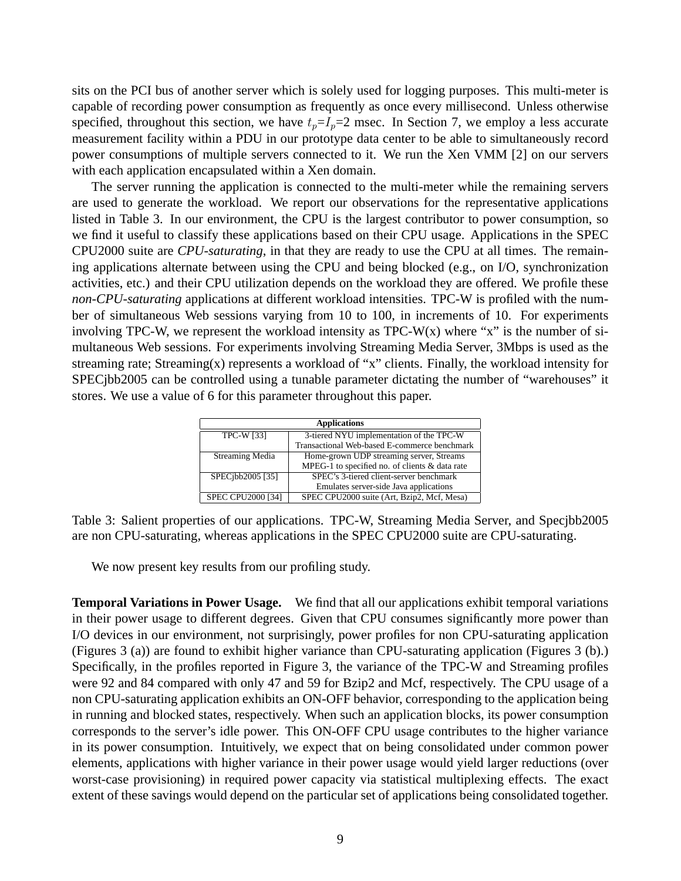sits on the PCI bus of another server which is solely used for logging purposes. This multi-meter is capable of recording power consumption as frequently as once every millisecond. Unless otherwise specified, throughout this section, we have $t_p$=$I_p$=2 msec. In Section 7, we employ a less accurate measurement facility within a PDU in our prototype data center to be able to simultaneously record power consumptions of multiple servers connected to it. We run the Xen VMM [2] on our servers with each application encapsulated within a Xen domain.

The server running the application is connected to the multi-meter while the remaining servers are used to generate the workload. We report our observations for the representative applications listed in Table 3. In our environment, the CPU is the largest contributor to power consumption, so we find it useful to classify these applications based on their CPU usage. Applications in the SPEC CPU2000 suite are *CPU-saturating*, in that they are ready to use the CPU at all times. The remaining applications alternate between using the CPU and being blocked (e.g., on I/O, synchronization activities, etc.) and their CPU utilization depends on the workload they are offered. We profile these *non-CPU-saturating* applications at different workload intensities. TPC-W is profiled with the number of simultaneous Web sessions varying from 10 to 100, in increments of 10. For experiments involving TPC-W, we represent the workload intensity as TPC-W(x) where "x" is the number of simultaneous Web sessions. For experiments involving Streaming Media Server, 3Mbps is used as the streaming rate; Streaming(x) represents a workload of "x" clients. Finally, the workload intensity for SPECjbb2005 can be controlled using a tunable parameter dictating the number of "warehouses" it stores. We use a value of 6 for this parameter throughout this paper.

| **Applications** | |
|---|---|
| TPC-W [33] | 3-tiered NYU implementation of the TPC-W Transactional Web-based E-commerce benchmark |
| Streaming Media | Home-grown UDP streaming server, Streams MPEG-1 to specified no. of clients & data rate |
| SPECjbb2005 [35] | SPEC's 3-tiered client-server benchmark Emulates server-side Java applications |
| SPEC CPU2000 [34] | SPEC CPU2000 suite (Art, Bzip2, Mcf, Mesa) |

Table 3: Salient properties of our applications. TPC-W, Streaming Media Server, and Specjbb2005 are non CPU-saturating, whereas applications in the SPEC CPU2000 suite are CPU-saturating.

We now present key results from our profiling study.

**Temporal Variations in Power Usage.** We find that all our applications exhibit temporal variations in their power usage to different degrees. Given that CPU consumes significantly more power than I/O devices in our environment, not surprisingly, power profiles for non CPU-saturating application (Figures 3 (a)) are found to exhibit higher variance than CPU-saturating application (Figures 3 (b).) Specifically, in the profiles reported in Figure 3, the variance of the TPC-W and Streaming profiles were 92 and 84 compared with only 47 and 59 for Bzip2 and Mcf, respectively. The CPU usage of a non CPU-saturating application exhibits an ON-OFF behavior, corresponding to the application being in running and blocked states, respectively. When such an application blocks, its power consumption corresponds to the server's idle power. This ON-OFF CPU usage contributes to the higher variance in its power consumption. Intuitively, we expect that on being consolidated under common power elements, applications with higher variance in their power usage would yield larger reductions (over worst-case provisioning) in required power capacity via statistical multiplexing effects. The exact extent of these savings would depend on the particular set of applications being consolidated together.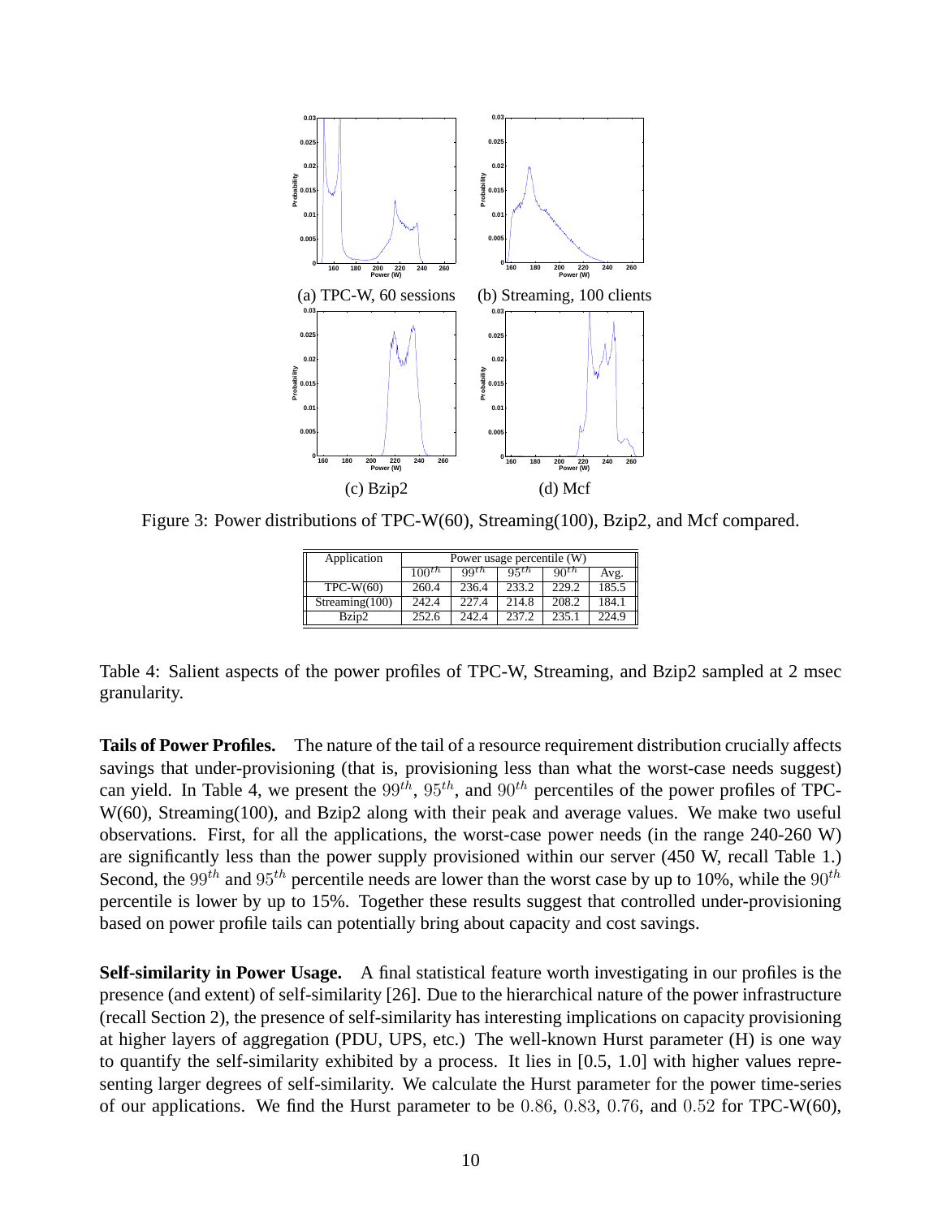(a) TPC-W, 60 sessions (b) Streaming, 100 clients

(c) Bzip2 (d) Mcf

Figure 3: Power distributions of TPC-W(60), Streaming(100), Bzip2, and Mcf compared.

| Application | Power usage percentile (W) | | | | |
|---|---|---|---|---|---|
| | $100^{th}$ | $99^{th}$ | $95^{th}$ | $90^{th}$ | Avg. |
| TPC-W(60) | 260.4 | 236.4 | 233.2 | 229.2 | 185.5 |
| Streaming(100) | 242.4 | 227.4 | 214.8 | 208.2 | 184.1 |
| Bzip2 | 252.6 | 242.4 | 237.2 | 235.1 | 224.9 |

Table 4: Salient aspects of the power profiles of TPC-W, Streaming, and Bzip2 sampled at 2 msec granularity.

**Tails of Power Profiles.** The nature of the tail of a resource requirement distribution crucially affects savings that under-provisioning (that is, provisioning less than what the worst-case needs suggest) can yield. In Table 4, we present the $99^{th}$, $95^{th}$, and $90^{th}$ percentiles of the power profiles of TPC-W(60), Streaming(100), and Bzip2 along with their peak and average values. We make two useful observations. First, for all the applications, the worst-case power needs (in the range 240-260 W) are significantly less than the power supply provisioned within our server (450 W, recall Table 1.) Second, the $99^{th}$ and $95^{th}$ percentile needs are lower than the worst case by up to 10%, while the $90^{th}$ percentile is lower by up to 15%. Together these results suggest that controlled under-provisioning based on power profile tails can potentially bring about capacity and cost savings.

**Self-similarity in Power Usage.** A final statistical feature worth investigating in our profiles is the presence (and extent) of self-similarity [26]. Due to the hierarchical nature of the power infrastructure (recall Section 2), the presence of self-similarity has interesting implications on capacity provisioning at higher layers of aggregation (PDU, UPS, etc.) The well-known Hurst parameter (H) is one way to quantify the self-similarity exhibited by a process. It lies in [0.5, 1.0] with higher values representing larger degrees of self-similarity. We calculate the Hurst parameter for the power time-series of our applications. We find the Hurst parameter to be $0.86$, $0.83$, $0.76$, and $0.52$ for TPC-W(60),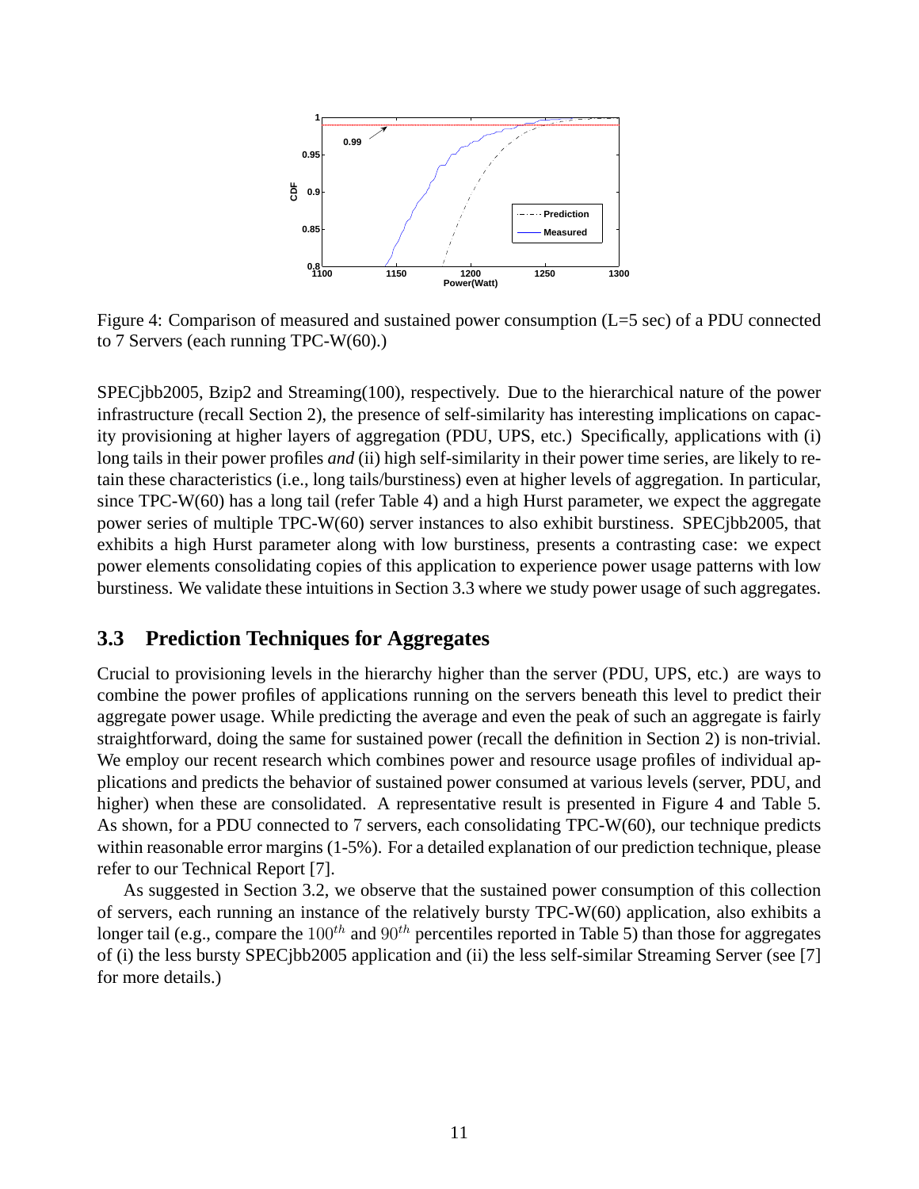Figure 4: Comparison of measured and sustained power consumption (L=5 sec) of a PDU connected to 7 Servers (each running TPC-W(60).)

SPECjbb2005, Bzip2 and Streaming(100), respectively. Due to the hierarchical nature of the power infrastructure (recall Section 2), the presence of self-similarity has interesting implications on capacity provisioning at higher layers of aggregation (PDU, UPS, etc.) Specifically, applications with (i) long tails in their power profiles *and* (ii) high self-similarity in their power time series, are likely to retain these characteristics (i.e., long tails/burstiness) even at higher levels of aggregation. In particular, since TPC-W(60) has a long tail (refer Table 4) and a high Hurst parameter, we expect the aggregate power series of multiple TPC-W(60) server instances to also exhibit burstiness. SPECjbb2005, that exhibits a high Hurst parameter along with low burstiness, presents a contrasting case: we expect power elements consolidating copies of this application to experience power usage patterns with low burstiness. We validate these intuitions in Section 3.3 where we study power usage of such aggregates.

## 3.3 Prediction Techniques for Aggregates

Crucial to provisioning levels in the hierarchy higher than the server (PDU, UPS, etc.) are ways to combine the power profiles of applications running on the servers beneath this level to predict their aggregate power usage. While predicting the average and even the peak of such an aggregate is fairly straightforward, doing the same for sustained power (recall the definition in Section 2) is non-trivial. We employ our recent research which combines power and resource usage profiles of individual applications and predicts the behavior of sustained power consumed at various levels (server, PDU, and higher) when these are consolidated. A representative result is presented in Figure 4 and Table 5. As shown, for a PDU connected to 7 servers, each consolidating TPC-W(60), our technique predicts within reasonable error margins (1-5%). For a detailed explanation of our prediction technique, please refer to our Technical Report [7].

As suggested in Section 3.2, we observe that the sustained power consumption of this collection of servers, each running an instance of the relatively bursty TPC-W(60) application, also exhibits a longer tail (e.g., compare the $100^{th}$ and $90^{th}$ percentiles reported in Table 5) than those for aggregates of (i) the less bursty SPECjbb2005 application and (ii) the less self-similar Streaming Server (see [7] for more details.)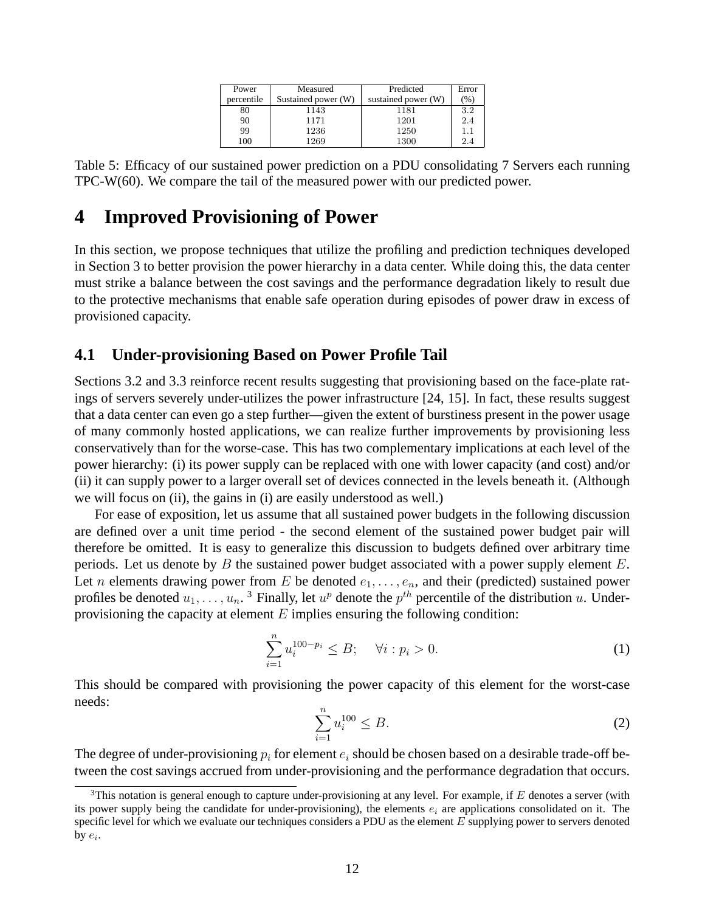| Power percentile | Measured Sustained power (W) | Predicted sustained power (W) | Error (%) |
|---|---|---|---|
| 80 | 1143 | 1181 | 3.2 |
| 90 | 1171 | 1201 | 2.4 |
| 99 | 1236 | 1250 | 1.1 |
| 100 | 1269 | 1300 | 2.4 |

Table 5: Efficacy of our sustained power prediction on a PDU consolidating 7 Servers each running TPC-W(60). We compare the tail of the measured power with our predicted power.

# 4 Improved Provisioning of Power

In this section, we propose techniques that utilize the profiling and prediction techniques developed in Section 3 to better provision the power hierarchy in a data center. While doing this, the data center must strike a balance between the cost savings and the performance degradation likely to result due to the protective mechanisms that enable safe operation during episodes of power draw in excess of provisioned capacity.

## 4.1 Under-provisioning Based on Power Profile Tail

Sections 3.2 and 3.3 reinforce recent results suggesting that provisioning based on the face-plate ratings of servers severely under-utilizes the power infrastructure [24, 15]. In fact, these results suggest that a data center can even go a step further—given the extent of burstiness present in the power usage of many commonly hosted applications, we can realize further improvements by provisioning less conservatively than for the worse-case. This has two complementary implications at each level of the power hierarchy: (i) its power supply can be replaced with one with lower capacity (and cost) and/or (ii) it can supply power to a larger overall set of devices connected in the levels beneath it. (Although we will focus on (ii), the gains in (i) are easily understood as well.)

For ease of exposition, let us assume that all sustained power budgets in the following discussion are defined over a unit time period - the second element of the sustained power budget pair will therefore be omitted. It is easy to generalize this discussion to budgets defined over arbitrary time periods. Let us denote by $B$ the sustained power budget associated with a power supply element $E$. Let $n$ elements drawing power from $E$ be denoted $e_1, \ldots, e_n$, and their (predicted) sustained power profiles be denoted $u_1, \ldots, u_n$. [3] Finally, let $u^p$ denote the $p^{th}$ percentile of the distribution $u$. Under-provisioning the capacity at element $E$ implies ensuring the following condition:

$$\sum_{i=1}^{n} u_i^{100-p_i} \leq B; \quad \forall i : p_i > 0. \tag{1}$$

This should be compared with provisioning the power capacity of this element for the worst-case needs:

$$\sum_{i=1}^{n} u_i^{100} \leq B. \tag{2}$$

The degree of under-provisioning $p_i$ for element $e_i$ should be chosen based on a desirable trade-off between the cost savings accrued from under-provisioning and the performance degradation that occurs.

[3] This notation is general enough to capture under-provisioning at any level. For example, if $E$ denotes a server (with its power supply being the candidate for under-provisioning), the elements $e_i$ are applications consolidated on it. The specific level for which we evaluate our techniques considers a PDU as the element $E$ supplying power to servers denoted by $e_i$.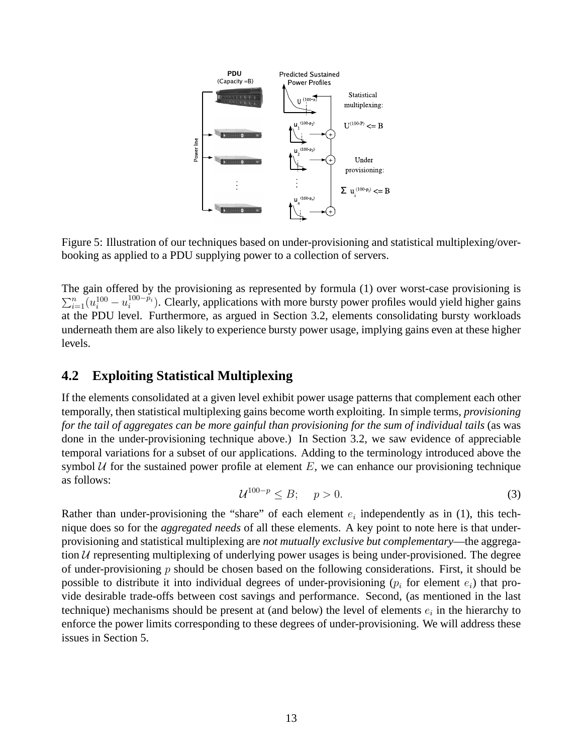Figure 5: Illustration of our techniques based on under-provisioning and statistical multiplexing/overbooking as applied to a PDU supplying power to a collection of servers.

The gain offered by the provisioning as represented by formula (1) over worst-case provisioning is $\sum_{i=1}^{n}(u_i^{100} - u_i^{100-p_i})$. Clearly, applications with more bursty power profiles would yield higher gains at the PDU level. Furthermore, as argued in Section 3.2, elements consolidating bursty workloads underneath them are also likely to experience bursty power usage, implying gains even at these higher levels.

## 4.2 Exploiting Statistical Multiplexing

If the elements consolidated at a given level exhibit power usage patterns that complement each other temporally, then statistical multiplexing gains become worth exploiting. In simple terms, *provisioning for the tail of aggregates can be more gainful than provisioning for the sum of individual tails* (as was done in the under-provisioning technique above.) In Section 3.2, we saw evidence of appreciable temporal variations for a subset of our applications. Adding to the terminology introduced above the symbol $\mathcal{U}$ for the sustained power profile at element $E$, we can enhance our provisioning technique as follows:

$$\mathcal{U}^{100-p} \leq B; \quad p > 0. \tag{3}$$

Rather than under-provisioning the "share" of each element $e_i$ independently as in (1), this technique does so for the *aggregated needs* of all these elements. A key point to note here is that under-provisioning and statistical multiplexing are *not mutually exclusive but complementary*—the aggregation $\mathcal{U}$ representing multiplexing of underlying power usages is being under-provisioned. The degree of under-provisioning $p$ should be chosen based on the following considerations. First, it should be possible to distribute it into individual degrees of under-provisioning ($p_i$ for element $e_i$) that provide desirable trade-offs between cost savings and performance. Second, (as mentioned in the last technique) mechanisms should be present at (and below) the level of elements $e_i$ in the hierarchy to enforce the power limits corresponding to these degrees of under-provisioning. We will address these issues in Section 5.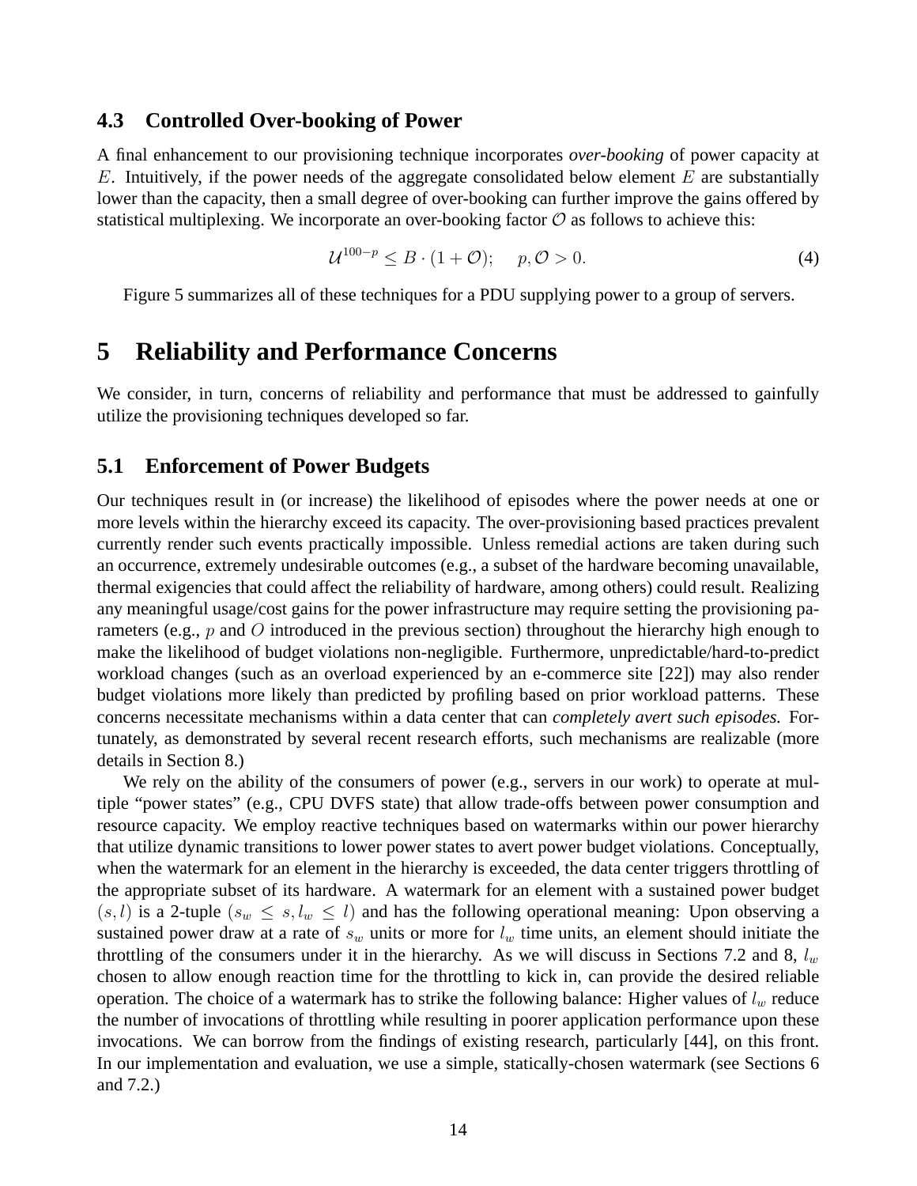### 4.3 Controlled Over-booking of Power

A final enhancement to our provisioning technique incorporates *over-booking* of power capacity at $E$. Intuitively, if the power needs of the aggregate consolidated below element $E$ are substantially lower than the capacity, then a small degree of over-booking can further improve the gains offered by statistical multiplexing. We incorporate an over-booking factor $\mathcal{O}$ as follows to achieve this:

$$\mathcal{U}^{100-p} \leq B \cdot (1 + \mathcal{O}); \quad p, \mathcal{O} > 0. \tag{4}$$

Figure 5 summarizes all of these techniques for a PDU supplying power to a group of servers.

## 5 Reliability and Performance Concerns

We consider, in turn, concerns of reliability and performance that must be addressed to gainfully utilize the provisioning techniques developed so far.

### 5.1 Enforcement of Power Budgets

Our techniques result in (or increase) the likelihood of episodes where the power needs at one or more levels within the hierarchy exceed its capacity. The over-provisioning based practices prevalent currently render such events practically impossible. Unless remedial actions are taken during such an occurrence, extremely undesirable outcomes (e.g., a subset of the hardware becoming unavailable, thermal exigencies that could affect the reliability of hardware, among others) could result. Realizing any meaningful usage/cost gains for the power infrastructure may require setting the provisioning parameters (e.g., $p$ and $O$ introduced in the previous section) throughout the hierarchy high enough to make the likelihood of budget violations non-negligible. Furthermore, unpredictable/hard-to-predict workload changes (such as an overload experienced by an e-commerce site [22]) may also render budget violations more likely than predicted by profiling based on prior workload patterns. These concerns necessitate mechanisms within a data center that can *completely avert such episodes.* Fortunately, as demonstrated by several recent research efforts, such mechanisms are realizable (more details in Section 8.)

We rely on the ability of the consumers of power (e.g., servers in our work) to operate at multiple "power states" (e.g., CPU DVFS state) that allow trade-offs between power consumption and resource capacity. We employ reactive techniques based on watermarks within our power hierarchy that utilize dynamic transitions to lower power states to avert power budget violations. Conceptually, when the watermark for an element in the hierarchy is exceeded, the data center triggers throttling of the appropriate subset of its hardware. A watermark for an element with a sustained power budget $(s, l)$ is a 2-tuple $(s_w \leq s, l_w \leq l)$ and has the following operational meaning: Upon observing a sustained power draw at a rate of $s_w$ units or more for $l_w$ time units, an element should initiate the throttling of the consumers under it in the hierarchy. As we will discuss in Sections 7.2 and 8, $l_w$ chosen to allow enough reaction time for the throttling to kick in, can provide the desired reliable operation. The choice of a watermark has to strike the following balance: Higher values of $l_w$ reduce the number of invocations of throttling while resulting in poorer application performance upon these invocations. We can borrow from the findings of existing research, particularly [44], on this front. In our implementation and evaluation, we use a simple, statically-chosen watermark (see Sections 6 and 7.2.)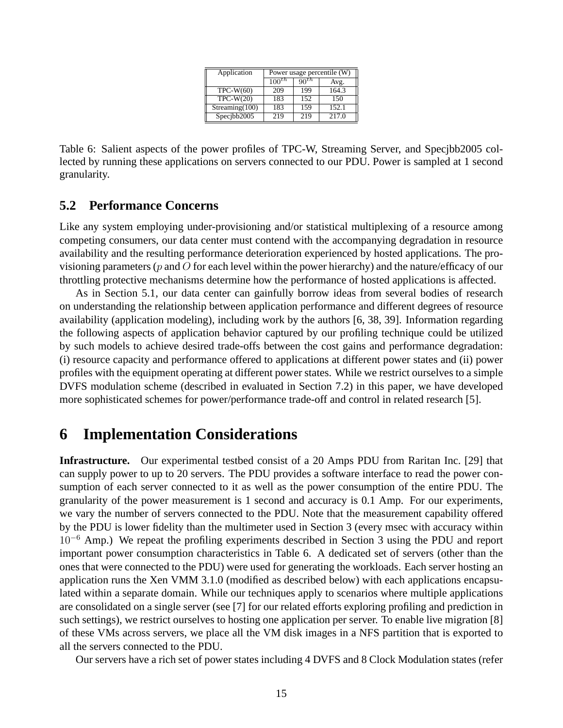| Application | Power usage percentile (W) | | |
|---|---|---|---|
| | $100^{th}$ | $90^{th}$ | Avg. |
| TPC-W(60) | 209 | 199 | 164.3 |
| TPC-W(20) | 183 | 152 | 150 |
| Streaming(100) | 183 | 159 | 152.1 |
| Specjbb2005 | 219 | 219 | 217.0 |

Table 6: Salient aspects of the power profiles of TPC-W, Streaming Server, and Specjbb2005 collected by running these applications on servers connected to our PDU. Power is sampled at 1 second granularity.

### 5.2 Performance Concerns

Like any system employing under-provisioning and/or statistical multiplexing of a resource among competing consumers, our data center must contend with the accompanying degradation in resource availability and the resulting performance deterioration experienced by hosted applications. The provisioning parameters ($p$ and $O$ for each level within the power hierarchy) and the nature/efficacy of our throttling protective mechanisms determine how the performance of hosted applications is affected.

As in Section 5.1, our data center can gainfully borrow ideas from several bodies of research on understanding the relationship between application performance and different degrees of resource availability (application modeling), including work by the authors [6, 38, 39]. Information regarding the following aspects of application behavior captured by our profiling technique could be utilized by such models to achieve desired trade-offs between the cost gains and performance degradation: (i) resource capacity and performance offered to applications at different power states and (ii) power profiles with the equipment operating at different power states. While we restrict ourselves to a simple DVFS modulation scheme (described in evaluated in Section 7.2) in this paper, we have developed more sophisticated schemes for power/performance trade-off and control in related research [5].

## 6 Implementation Considerations

**Infrastructure.** Our experimental testbed consist of a 20 Amps PDU from Raritan Inc. [29] that can supply power to up to 20 servers. The PDU provides a software interface to read the power consumption of each server connected to it as well as the power consumption of the entire PDU. The granularity of the power measurement is 1 second and accuracy is 0.1 Amp. For our experiments, we vary the number of servers connected to the PDU. Note that the measurement capability offered by the PDU is lower fidelity than the multimeter used in Section 3 (every msec with accuracy within $10^{-6}$ Amp.) We repeat the profiling experiments described in Section 3 using the PDU and report important power consumption characteristics in Table 6. A dedicated set of servers (other than the ones that were connected to the PDU) were used for generating the workloads. Each server hosting an application runs the Xen VMM 3.1.0 (modified as described below) with each applications encapsulated within a separate domain. While our techniques apply to scenarios where multiple applications are consolidated on a single server (see [7] for our related efforts exploring profiling and prediction in such settings), we restrict ourselves to hosting one application per server. To enable live migration [8] of these VMs across servers, we place all the VM disk images in a NFS partition that is exported to all the servers connected to the PDU.

Our servers have a rich set of power states including 4 DVFS and 8 Clock Modulation states (refer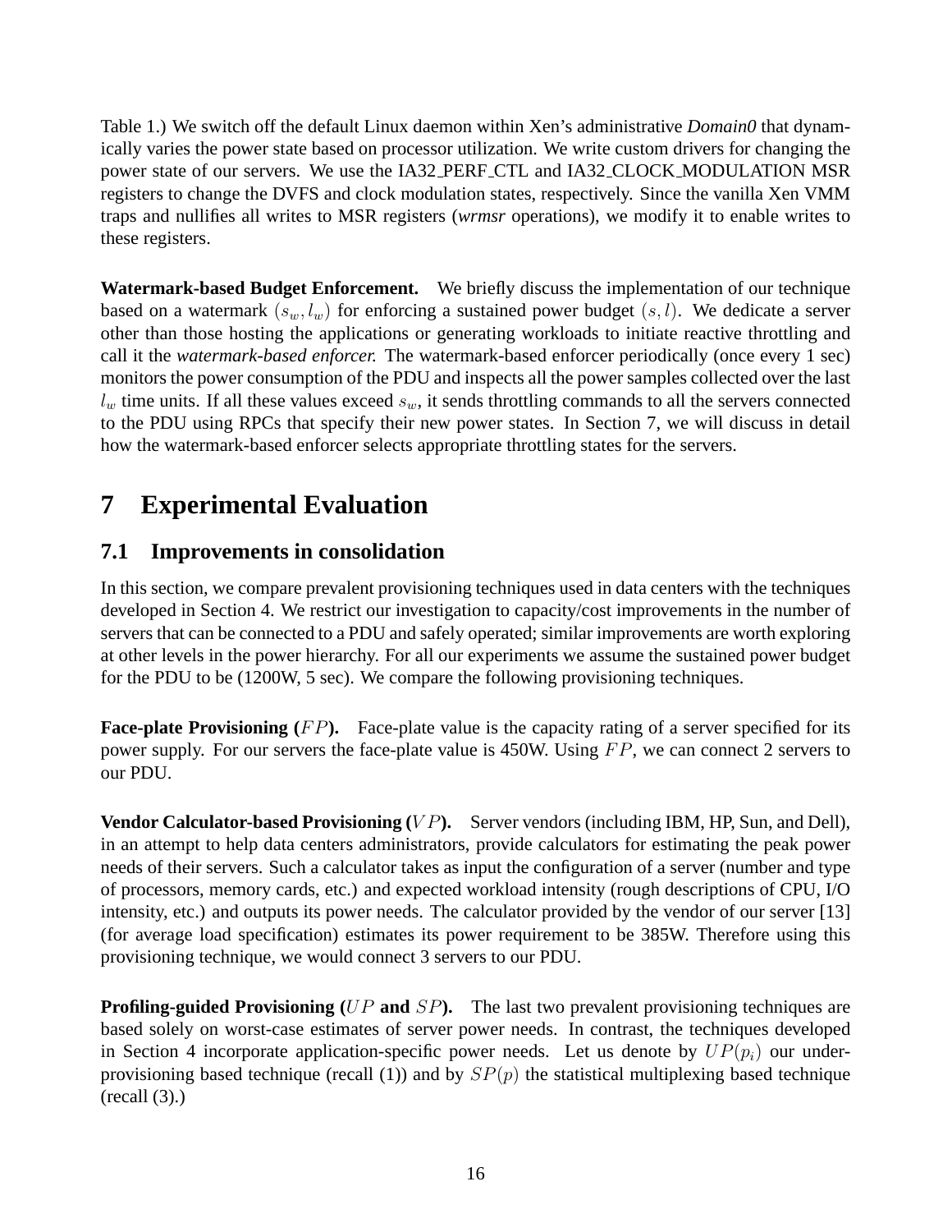Table 1.) We switch off the default Linux daemon within Xen's administrative *Domain0* that dynamically varies the power state based on processor utilization. We write custom drivers for changing the power state of our servers. We use the IA32_PERF_CTL and IA32_CLOCK_MODULATION MSR registers to change the DVFS and clock modulation states, respectively. Since the vanilla Xen VMM traps and nullifies all writes to MSR registers (*wrmsr* operations), we modify it to enable writes to these registers.

**Watermark-based Budget Enforcement.** We briefly discuss the implementation of our technique based on a watermark $(s_w, l_w)$ for enforcing a sustained power budget $(s, l)$. We dedicate a server other than those hosting the applications or generating workloads to initiate reactive throttling and call it the *watermark-based enforcer.* The watermark-based enforcer periodically (once every 1 sec) monitors the power consumption of the PDU and inspects all the power samples collected over the last $l_w$ time units. If all these values exceed $s_w$, it sends throttling commands to all the servers connected to the PDU using RPCs that specify their new power states. In Section 7, we will discuss in detail how the watermark-based enforcer selects appropriate throttling states for the servers.

# 7 Experimental Evaluation

## 7.1 Improvements in consolidation

In this section, we compare prevalent provisioning techniques used in data centers with the techniques developed in Section 4. We restrict our investigation to capacity/cost improvements in the number of servers that can be connected to a PDU and safely operated; similar improvements are worth exploring at other levels in the power hierarchy. For all our experiments we assume the sustained power budget for the PDU to be (1200W, 5 sec). We compare the following provisioning techniques.

**Face-plate Provisioning ($FP$).** Face-plate value is the capacity rating of a server specified for its power supply. For our servers the face-plate value is 450W. Using $FP$, we can connect 2 servers to our PDU.

**Vendor Calculator-based Provisioning ($VP$).** Server vendors (including IBM, HP, Sun, and Dell), in an attempt to help data centers administrators, provide calculators for estimating the peak power needs of their servers. Such a calculator takes as input the configuration of a server (number and type of processors, memory cards, etc.) and expected workload intensity (rough descriptions of CPU, I/O intensity, etc.) and outputs its power needs. The calculator provided by the vendor of our server [13] (for average load specification) estimates its power requirement to be 385W. Therefore using this provisioning technique, we would connect 3 servers to our PDU.

**Profiling-guided Provisioning ($UP$ and $SP$).** The last two prevalent provisioning techniques are based solely on worst-case estimates of server power needs. In contrast, the techniques developed in Section 4 incorporate application-specific power needs. Let us denote by $UP(p_i)$ our under-provisioning based technique (recall (1)) and by $SP(p)$ the statistical multiplexing based technique (recall (3).)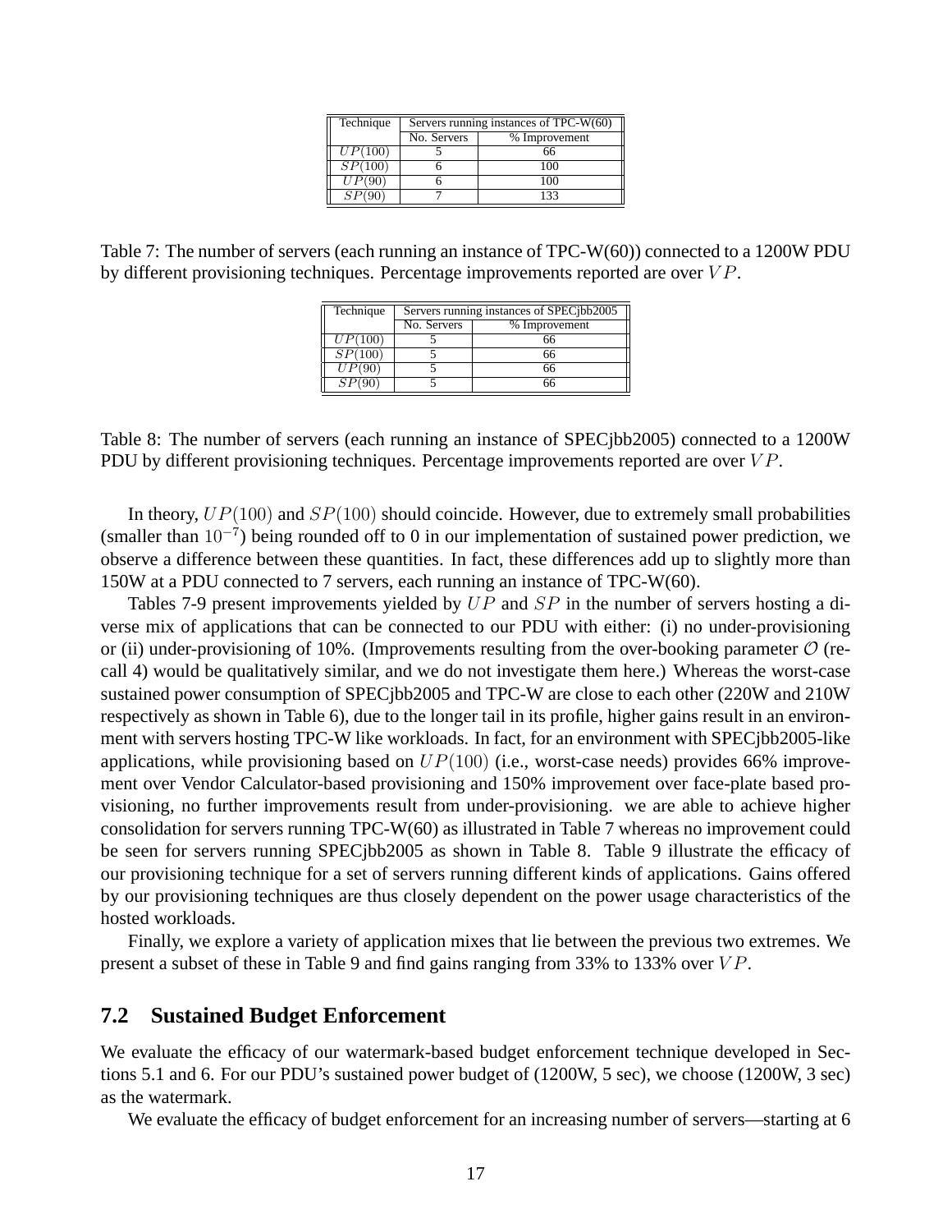| Technique | Servers running instances of TPC-W(60) | |
|---|---|---|
| | No. Servers | % Improvement |
| $UP(100)$ | 5 | 66 |
| $SP(100)$ | 6 | 100 |
| $UP(90)$ | 6 | 100 |
| $SP(90)$ | 7 | 133 |

Table 7: The number of servers (each running an instance of TPC-W(60)) connected to a 1200W PDU by different provisioning techniques. Percentage improvements reported are over $VP$.

| Technique | Servers running instances of SPECjbb2005 | |
|---|---|---|
| | No. Servers | % Improvement |
| $UP(100)$ | 5 | 66 |
| $SP(100)$ | 5 | 66 |
| $UP(90)$ | 5 | 66 |
| $SP(90)$ | 5 | 66 |

Table 8: The number of servers (each running an instance of SPECjbb2005) connected to a 1200W PDU by different provisioning techniques. Percentage improvements reported are over $VP$.

In theory, $UP(100)$ and $SP(100)$ should coincide. However, due to extremely small probabilities (smaller than $10^{-7}$) being rounded off to 0 in our implementation of sustained power prediction, we observe a difference between these quantities. In fact, these differences add up to slightly more than 150W at a PDU connected to 7 servers, each running an instance of TPC-W(60).

Tables 7-9 present improvements yielded by $UP$ and $SP$ in the number of servers hosting a diverse mix of applications that can be connected to our PDU with either: (i) no under-provisioning or (ii) under-provisioning of 10%. (Improvements resulting from the over-booking parameter $\mathcal{O}$ (recall 4) would be qualitatively similar, and we do not investigate them here.) Whereas the worst-case sustained power consumption of SPECjbb2005 and TPC-W are close to each other (220W and 210W respectively as shown in Table 6), due to the longer tail in its profile, higher gains result in an environment with servers hosting TPC-W like workloads. In fact, for an environment with SPECjbb2005-like applications, while provisioning based on $UP(100)$ (i.e., worst-case needs) provides 66% improvement over Vendor Calculator-based provisioning and 150% improvement over face-plate based provisioning, no further improvements result from under-provisioning. we are able to achieve higher consolidation for servers running TPC-W(60) as illustrated in Table 7 whereas no improvement could be seen for servers running SPECjbb2005 as shown in Table 8. Table 9 illustrate the efficacy of our provisioning technique for a set of servers running different kinds of applications. Gains offered by our provisioning techniques are thus closely dependent on the power usage characteristics of the hosted workloads.

Finally, we explore a variety of application mixes that lie between the previous two extremes. We present a subset of these in Table 9 and find gains ranging from 33% to 133% over $VP$.

## 7.2 Sustained Budget Enforcement

We evaluate the efficacy of our watermark-based budget enforcement technique developed in Sections 5.1 and 6. For our PDU's sustained power budget of (1200W, 5 sec), we choose (1200W, 3 sec) as the watermark.

We evaluate the efficacy of budget enforcement for an increasing number of servers—starting at 6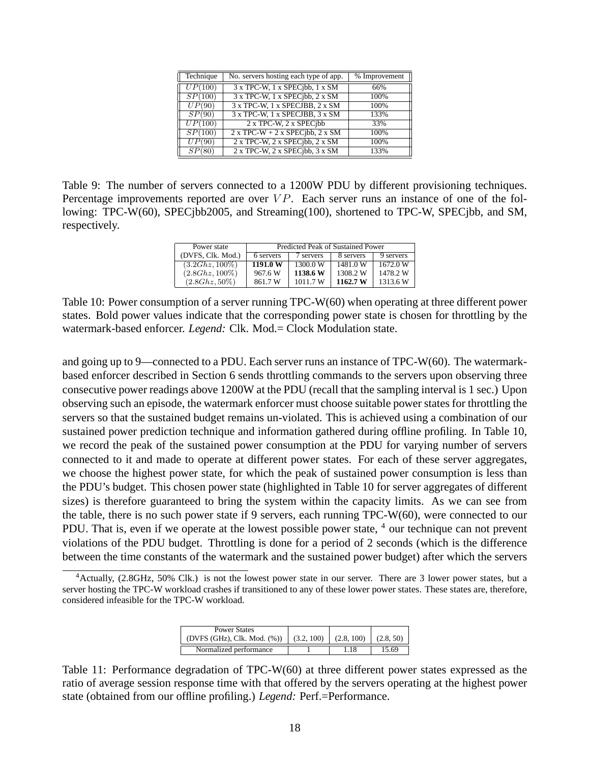| Technique | No. servers hosting each type of app. | % Improvement |
|---|---|---|
| $UP(100)$ | 3 x TPC-W, 1 x SPECjbb, 1 x SM | 66% |
| $SP(100)$ | 3 x TPC-W, 1 x SPECjbb, 2 x SM | 100% |
| $UP(90)$ | 3 x TPC-W, 1 x SPECJBB, 2 x SM | 100% |
| $SP(90)$ | 3 x TPC-W, 1 x SPECJBB, 3 x SM | 133% |
| $UP(100)$ | 2 x TPC-W, 2 x SPECjbb | 33% |
| $SP(100)$ | 2 x TPC-W + 2 x SPECjbb, 2 x SM | 100% |
| $UP(90)$ | 2 x TPC-W, 2 x SPECjbb, 2 x SM | 100% |
| $SP(80)$ | 2 x TPC-W, 2 x SPECjbb, 3 x SM | 133% |

Table 9: The number of servers connected to a 1200W PDU by different provisioning techniques. Percentage improvements reported are over $VP$. Each server runs an instance of one of the following: TPC-W(60), SPECjbb2005, and Streaming(100), shortened to TPC-W, SPECjbb, and SM, respectively.

| Power state (DVFS, Clk. Mod.) | Predicted Peak of Sustained Power | | | |
|---|---|---|---|---|
| | 6 servers | 7 servers | 8 servers | 9 servers |
| $(3.2Ghz, 100\%)$ | **1191.0 W** | 1300.0 W | 1481.0 W | 1672.0 W |
| $(2.8Ghz, 100\%)$ | 967.6 W | **1138.6 W** | 1308.2 W | 1478.2 W |
| $(2.8Ghz, 50\%)$ | 861.7 W | 1011.7 W | **1162.7 W** | 1313.6 W |

Table 10: Power consumption of a server running TPC-W(60) when operating at three different power states. Bold power values indicate that the corresponding power state is chosen for throttling by the watermark-based enforcer. *Legend:* Clk. Mod.= Clock Modulation state.

and going up to 9—connected to a PDU. Each server runs an instance of TPC-W(60). The watermark-based enforcer described in Section 6 sends throttling commands to the servers upon observing three consecutive power readings above 1200W at the PDU (recall that the sampling interval is 1 sec.) Upon observing such an episode, the watermark enforcer must choose suitable power states for throttling the servers so that the sustained budget remains un-violated. This is achieved using a combination of our sustained power prediction technique and information gathered during offline profiling. In Table 10, we record the peak of the sustained power consumption at the PDU for varying number of servers connected to it and made to operate at different power states. For each of these server aggregates, we choose the highest power state, for which the peak of sustained power consumption is less than the PDU's budget. This chosen power state (highlighted in Table 10 for server aggregates of different sizes) is therefore guaranteed to bring the system within the capacity limits. As we can see from the table, there is no such power state if 9 servers, each running TPC-W(60), were connected to our PDU. That is, even if we operate at the lowest possible power state, [4] our technique can not prevent violations of the PDU budget. Throttling is done for a period of 2 seconds (which is the difference between the time constants of the watermark and the sustained power budget) after which the servers

[4] Actually, (2.8GHz, 50% Clk.) is not the lowest power state in our server. There are 3 lower power states, but a server hosting the TPC-W workload crashes if transitioned to any of these lower power states. These states are, therefore, considered infeasible for the TPC-W workload.

| Power States (DVFS (GHz), Clk. Mod. (%)) | (3.2, 100) | (2.8, 100) | (2.8, 50) |
|---|---|---|---|
| Normalized performance | 1 | 1.18 | 15.69 |

Table 11: Performance degradation of TPC-W(60) at three different power states expressed as the ratio of average session response time with that offered by the servers operating at the highest power state (obtained from our offline profiling.) *Legend:* Perf.=Performance.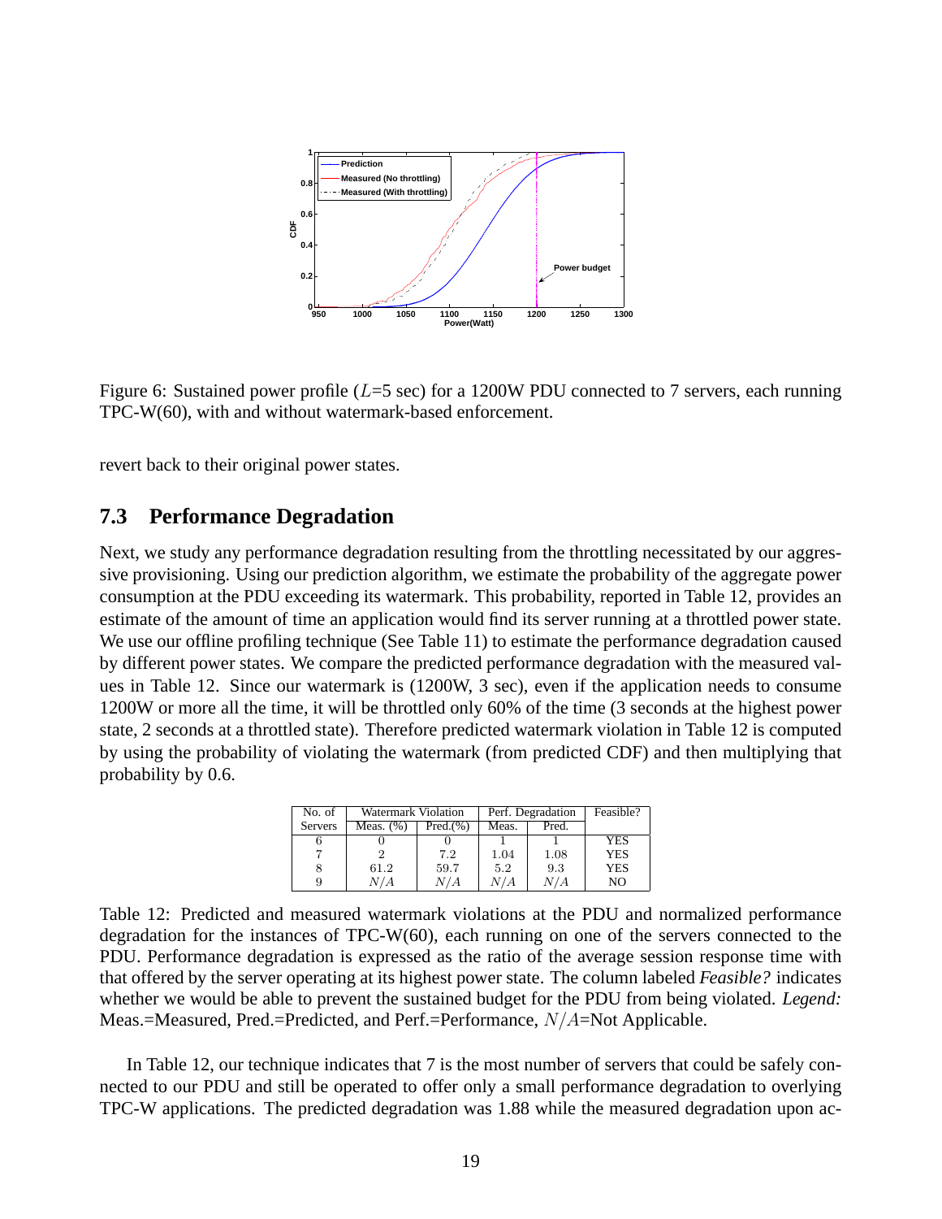Figure 6: Sustained power profile ($L$=5 sec) for a 1200W PDU connected to 7 servers, each running TPC-W(60), with and without watermark-based enforcement.

revert back to their original power states.

## 7.3 Performance Degradation

Next, we study any performance degradation resulting from the throttling necessitated by our aggressive provisioning. Using our prediction algorithm, we estimate the probability of the aggregate power consumption at the PDU exceeding its watermark. This probability, reported in Table 12, provides an estimate of the amount of time an application would find its server running at a throttled power state. We use our offline profiling technique (See Table 11) to estimate the performance degradation caused by different power states. We compare the predicted performance degradation with the measured values in Table 12. Since our watermark is (1200W, 3 sec), even if the application needs to consume 1200W or more all the time, it will be throttled only 60% of the time (3 seconds at the highest power state, 2 seconds at a throttled state). Therefore predicted watermark violation in Table 12 is computed by using the probability of violating the watermark (from predicted CDF) and then multiplying that probability by 0.6.

| No. of Servers | Watermark Violation | | Perf. Degradation | | Feasible? |
|---|---|---|---|---|---|
| | Meas. (%) | Pred.(%) | Meas. | Pred. | |
| 6 | 0 | 0 | 1 | 1 | YES |
| 7 | 2 | 7.2 | 1.04 | 1.08 | YES |
| 8 | 61.2 | 59.7 | 5.2 | 9.3 | YES |
| 9 | $N/A$ | $N/A$ | $N/A$ | $N/A$ | NO |

Table 12: Predicted and measured watermark violations at the PDU and normalized performance degradation for the instances of TPC-W(60), each running on one of the servers connected to the PDU. Performance degradation is expressed as the ratio of the average session response time with that offered by the server operating at its highest power state. The column labeled *Feasible?* indicates whether we would be able to prevent the sustained budget for the PDU from being violated. *Legend:* Meas.=Measured, Pred.=Predicted, and Perf.=Performance, $N/A$=Not Applicable.

In Table 12, our technique indicates that 7 is the most number of servers that could be safely connected to our PDU and still be operated to offer only a small performance degradation to overlying TPC-W applications. The predicted degradation was 1.88 while the measured degradation upon ac-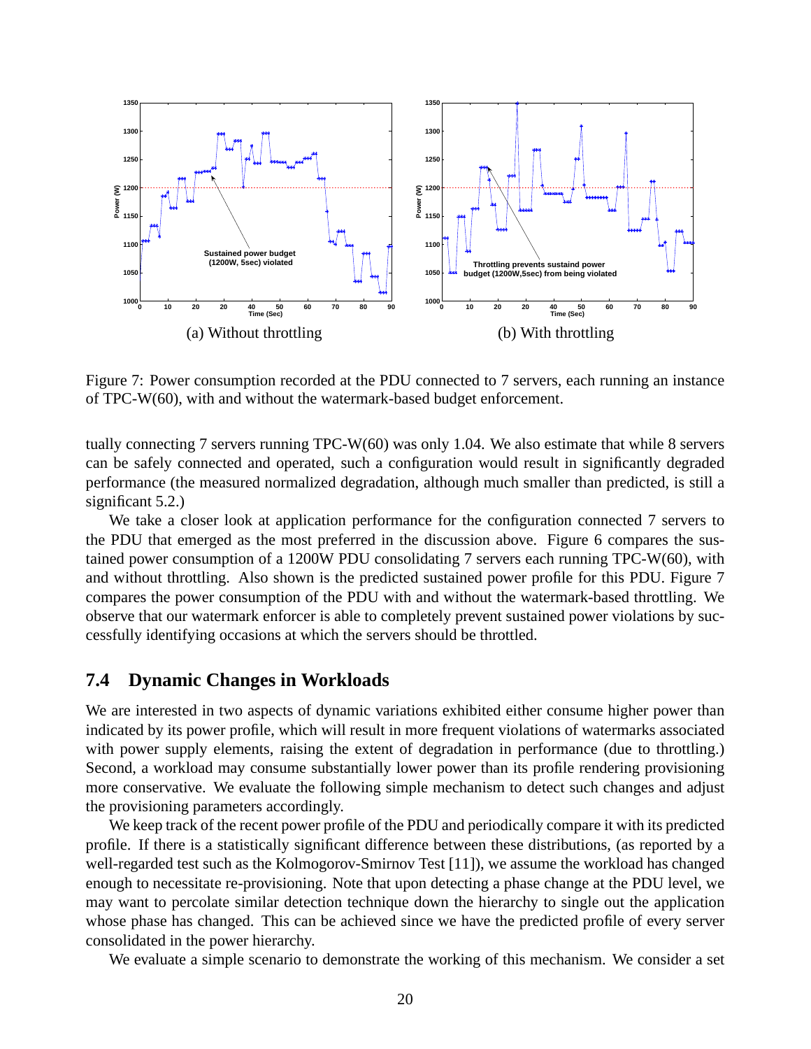(a) Without throttling

(b) With throttling

Figure 7: Power consumption recorded at the PDU connected to 7 servers, each running an instance of TPC-W(60), with and without the watermark-based budget enforcement.

tually connecting 7 servers running TPC-W(60) was only 1.04. We also estimate that while 8 servers can be safely connected and operated, such a configuration would result in significantly degraded performance (the measured normalized degradation, although much smaller than predicted, is still a significant 5.2.)

We take a closer look at application performance for the configuration connected 7 servers to the PDU that emerged as the most preferred in the discussion above. Figure 6 compares the sustained power consumption of a 1200W PDU consolidating 7 servers each running TPC-W(60), with and without throttling. Also shown is the predicted sustained power profile for this PDU. Figure 7 compares the power consumption of the PDU with and without the watermark-based throttling. We observe that our watermark enforcer is able to completely prevent sustained power violations by successfully identifying occasions at which the servers should be throttled.

## 7.4 Dynamic Changes in Workloads

We are interested in two aspects of dynamic variations exhibited either consume higher power than indicated by its power profile, which will result in more frequent violations of watermarks associated with power supply elements, raising the extent of degradation in performance (due to throttling.) Second, a workload may consume substantially lower power than its profile rendering provisioning more conservative. We evaluate the following simple mechanism to detect such changes and adjust the provisioning parameters accordingly.

We keep track of the recent power profile of the PDU and periodically compare it with its predicted profile. If there is a statistically significant difference between these distributions, (as reported by a well-regarded test such as the Kolmogorov-Smirnov Test [11]), we assume the workload has changed enough to necessitate re-provisioning. Note that upon detecting a phase change at the PDU level, we may want to percolate similar detection technique down the hierarchy to single out the application whose phase has changed. This can be achieved since we have the predicted profile of every server consolidated in the power hierarchy.

We evaluate a simple scenario to demonstrate the working of this mechanism. We consider a set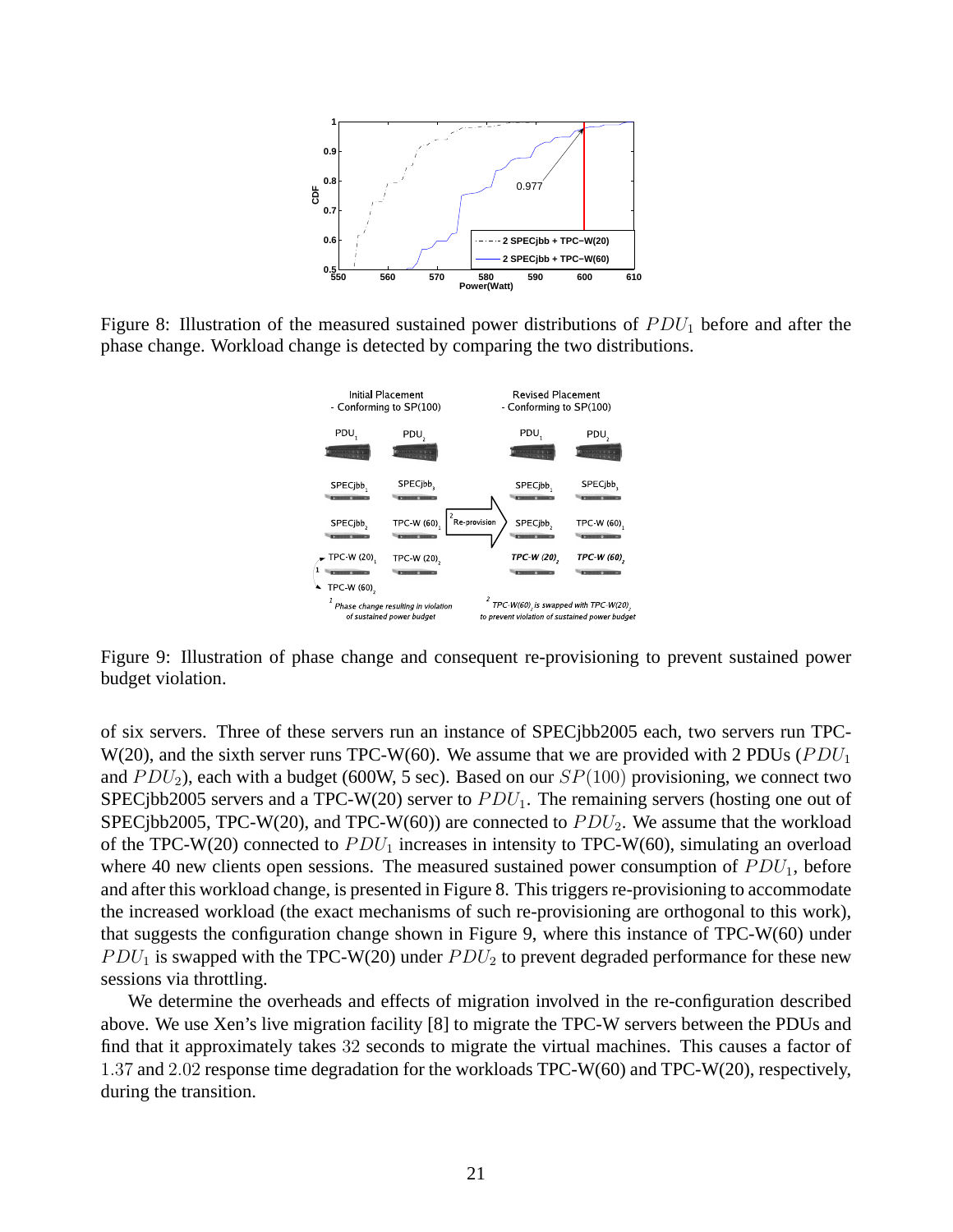Figure 8: Illustration of the measured sustained power distributions of $PDU_1$ before and after the phase change. Workload change is detected by comparing the two distributions.

Figure 9: Illustration of phase change and consequent re-provisioning to prevent sustained power budget violation.

of six servers. Three of these servers run an instance of SPECjbb2005 each, two servers run TPC-W(20), and the sixth server runs TPC-W(60). We assume that we are provided with 2 PDUs ($PDU_1$ and $PDU_2$), each with a budget (600W, 5 sec). Based on our $SP(100)$ provisioning, we connect two SPECjbb2005 servers and a TPC-W(20) server to $PDU_1$. The remaining servers (hosting one out of SPECjbb2005, TPC-W(20), and TPC-W(60)) are connected to $PDU_2$. We assume that the workload of the TPC-W(20) connected to $PDU_1$ increases in intensity to TPC-W(60), simulating an overload where 40 new clients open sessions. The measured sustained power consumption of $PDU_1$, before and after this workload change, is presented in Figure 8. This triggers re-provisioning to accommodate the increased workload (the exact mechanisms of such re-provisioning are orthogonal to this work), that suggests the configuration change shown in Figure 9, where this instance of TPC-W(60) under $PDU_1$ is swapped with the TPC-W(20) under $PDU_2$ to prevent degraded performance for these new sessions via throttling.

We determine the overheads and effects of migration involved in the re-configuration described above. We use Xen's live migration facility [8] to migrate the TPC-W servers between the PDUs and find that it approximately takes $32$ seconds to migrate the virtual machines. This causes a factor of $1.37$ and $2.02$ response time degradation for the workloads TPC-W(60) and TPC-W(20), respectively, during the transition.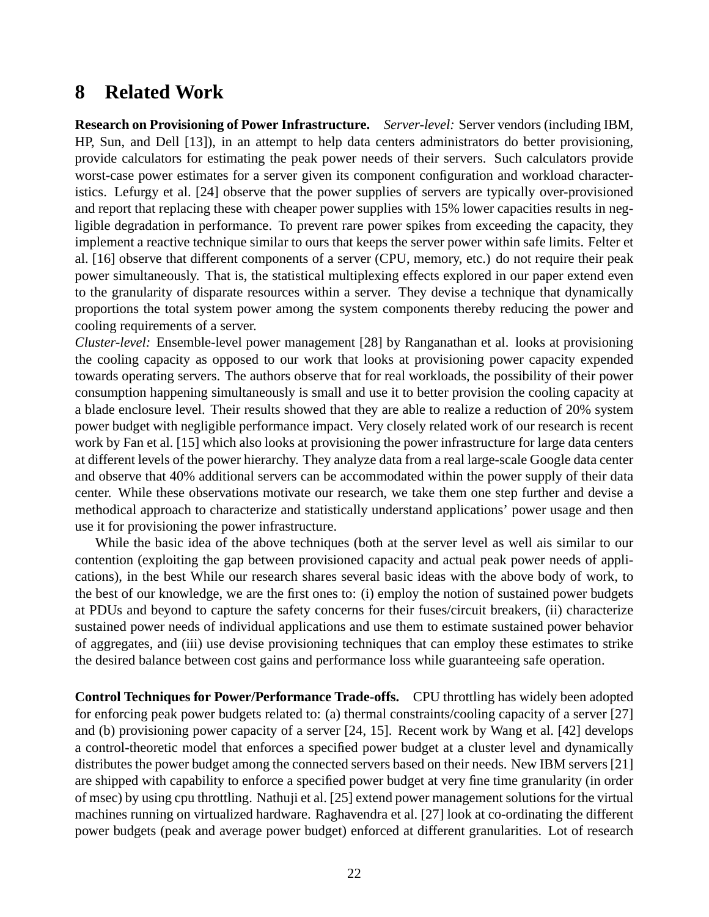# 8 Related Work

**Research on Provisioning of Power Infrastructure.** *Server-level:* Server vendors (including IBM, HP, Sun, and Dell [13]), in an attempt to help data centers administrators do better provisioning, provide calculators for estimating the peak power needs of their servers. Such calculators provide worst-case power estimates for a server given its component configuration and workload characteristics. Lefurgy et al. [24] observe that the power supplies of servers are typically over-provisioned and report that replacing these with cheaper power supplies with 15% lower capacities results in negligible degradation in performance. To prevent rare power spikes from exceeding the capacity, they implement a reactive technique similar to ours that keeps the server power within safe limits. Felter et al. [16] observe that different components of a server (CPU, memory, etc.) do not require their peak power simultaneously. That is, the statistical multiplexing effects explored in our paper extend even to the granularity of disparate resources within a server. They devise a technique that dynamically proportions the total system power among the system components thereby reducing the power and cooling requirements of a server.
*Cluster-level:* Ensemble-level power management [28] by Ranganathan et al. looks at provisioning the cooling capacity as opposed to our work that looks at provisioning power capacity expended towards operating servers. The authors observe that for real workloads, the possibility of their power consumption happening simultaneously is small and use it to better provision the cooling capacity at a blade enclosure level. Their results showed that they are able to realize a reduction of 20% system power budget with negligible performance impact. Very closely related work of our research is recent work by Fan et al. [15] which also looks at provisioning the power infrastructure for large data centers at different levels of the power hierarchy. They analyze data from a real large-scale Google data center and observe that 40% additional servers can be accommodated within the power supply of their data center. While these observations motivate our research, we take them one step further and devise a methodical approach to characterize and statistically understand applications' power usage and then use it for provisioning the power infrastructure.

While the basic idea of the above techniques (both at the server level as well ais similar to our contention (exploiting the gap between provisioned capacity and actual peak power needs of applications), in the best While our research shares several basic ideas with the above body of work, to the best of our knowledge, we are the first ones to: (i) employ the notion of sustained power budgets at PDUs and beyond to capture the safety concerns for their fuses/circuit breakers, (ii) characterize sustained power needs of individual applications and use them to estimate sustained power behavior of aggregates, and (iii) use devise provisioning techniques that can employ these estimates to strike the desired balance between cost gains and performance loss while guaranteeing safe operation.

**Control Techniques for Power/Performance Trade-offs.** CPU throttling has widely been adopted for enforcing peak power budgets related to: (a) thermal constraints/cooling capacity of a server [27] and (b) provisioning power capacity of a server [24, 15]. Recent work by Wang et al. [42] develops a control-theoretic model that enforces a specified power budget at a cluster level and dynamically distributes the power budget among the connected servers based on their needs. New IBM servers [21] are shipped with capability to enforce a specified power budget at very fine time granularity (in order of msec) by using cpu throttling. Nathuji et al. [25] extend power management solutions for the virtual machines running on virtualized hardware. Raghavendra et al. [27] look at co-ordinating the different power budgets (peak and average power budget) enforced at different granularities. Lot of research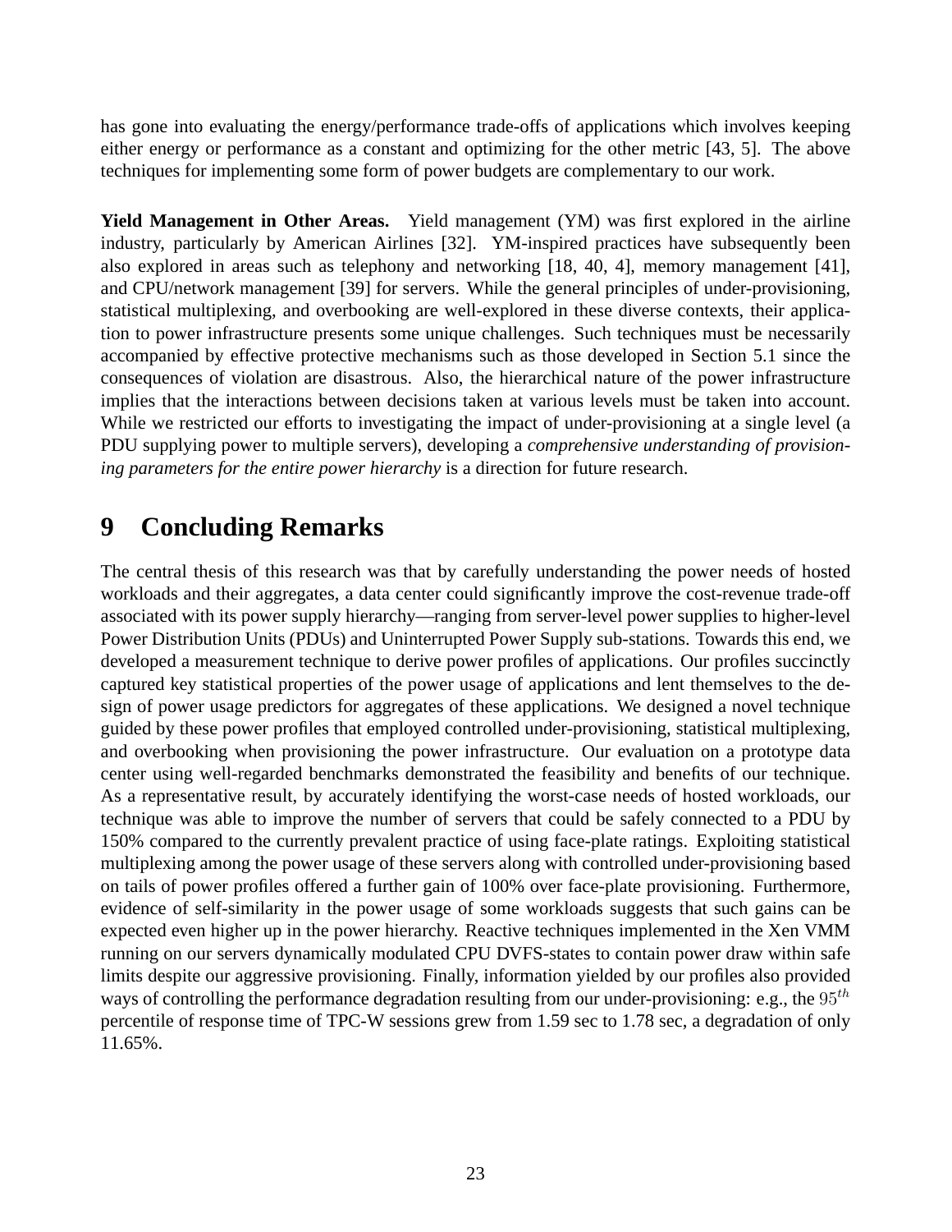has gone into evaluating the energy/performance trade-offs of applications which involves keeping either energy or performance as a constant and optimizing for the other metric [43, 5]. The above techniques for implementing some form of power budgets are complementary to our work.

**Yield Management in Other Areas.** Yield management (YM) was first explored in the airline industry, particularly by American Airlines [32]. YM-inspired practices have subsequently been also explored in areas such as telephony and networking [18, 40, 4], memory management [41], and CPU/network management [39] for servers. While the general principles of under-provisioning, statistical multiplexing, and overbooking are well-explored in these diverse contexts, their application to power infrastructure presents some unique challenges. Such techniques must be necessarily accompanied by effective protective mechanisms such as those developed in Section 5.1 since the consequences of violation are disastrous. Also, the hierarchical nature of the power infrastructure implies that the interactions between decisions taken at various levels must be taken into account. While we restricted our efforts to investigating the impact of under-provisioning at a single level (a PDU supplying power to multiple servers), developing a *comprehensive understanding of provisioning parameters for the entire power hierarchy* is a direction for future research.

# 9 Concluding Remarks

The central thesis of this research was that by carefully understanding the power needs of hosted workloads and their aggregates, a data center could significantly improve the cost-revenue trade-off associated with its power supply hierarchy—ranging from server-level power supplies to higher-level Power Distribution Units (PDUs) and Uninterrupted Power Supply sub-stations. Towards this end, we developed a measurement technique to derive power profiles of applications. Our profiles succinctly captured key statistical properties of the power usage of applications and lent themselves to the design of power usage predictors for aggregates of these applications. We designed a novel technique guided by these power profiles that employed controlled under-provisioning, statistical multiplexing, and overbooking when provisioning the power infrastructure. Our evaluation on a prototype data center using well-regarded benchmarks demonstrated the feasibility and benefits of our technique. As a representative result, by accurately identifying the worst-case needs of hosted workloads, our technique was able to improve the number of servers that could be safely connected to a PDU by 150% compared to the currently prevalent practice of using face-plate ratings. Exploiting statistical multiplexing among the power usage of these servers along with controlled under-provisioning based on tails of power profiles offered a further gain of 100% over face-plate provisioning. Furthermore, evidence of self-similarity in the power usage of some workloads suggests that such gains can be expected even higher up in the power hierarchy. Reactive techniques implemented in the Xen VMM running on our servers dynamically modulated CPU DVFS-states to contain power draw within safe limits despite our aggressive provisioning. Finally, information yielded by our profiles also provided ways of controlling the performance degradation resulting from our under-provisioning: e.g., the $95^{th}$ percentile of response time of TPC-W sessions grew from 1.59 sec to 1.78 sec, a degradation of only 11.65%.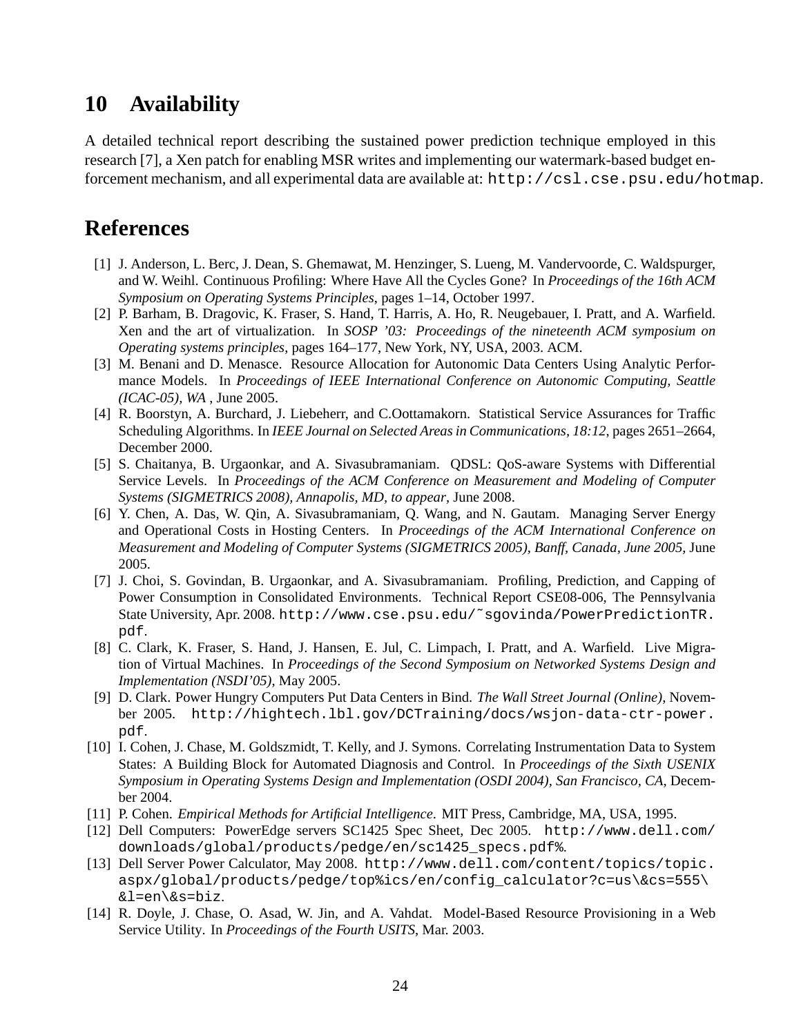## 10 Availability

A detailed technical report describing the sustained power prediction technique employed in this research [7], a Xen patch for enabling MSR writes and implementing our watermark-based budget enforcement mechanism, and all experimental data are available at: `http://csl.cse.psu.edu/hotmap`.

## References

[1] J. Anderson, L. Berc, J. Dean, S. Ghemawat, M. Henzinger, S. Lueng, M. Vandervoorde, C. Waldspurger, and W. Weihl. Continuous Profiling: Where Have All the Cycles Gone? In *Proceedings of the 16th ACM Symposium on Operating Systems Principles*, pages 1–14, October 1997.

[2] P. Barham, B. Dragovic, K. Fraser, S. Hand, T. Harris, A. Ho, R. Neugebauer, I. Pratt, and A. Warfield. Xen and the art of virtualization. In *SOSP '03: Proceedings of the nineteenth ACM symposium on Operating systems principles*, pages 164–177, New York, NY, USA, 2003. ACM.

[3] M. Benani and D. Menasce. Resource Allocation for Autonomic Data Centers Using Analytic Performance Models. In *Proceedings of IEEE International Conference on Autonomic Computing, Seattle (ICAC-05), WA* , June 2005.

[4] R. Boorstyn, A. Burchard, J. Liebeherr, and C.Oottamakorn. Statistical Service Assurances for Traffic Scheduling Algorithms. In *IEEE Journal on Selected Areas in Communications, 18:12*, pages 2651–2664, December 2000.

[5] S. Chaitanya, B. Urgaonkar, and A. Sivasubramaniam. QDSL: QoS-aware Systems with Differential Service Levels. In *Proceedings of the ACM Conference on Measurement and Modeling of Computer Systems (SIGMETRICS 2008), Annapolis, MD, to appear*, June 2008.

[6] Y. Chen, A. Das, W. Qin, A. Sivasubramaniam, Q. Wang, and N. Gautam. Managing Server Energy and Operational Costs in Hosting Centers. In *Proceedings of the ACM International Conference on Measurement and Modeling of Computer Systems (SIGMETRICS 2005), Banff, Canada, June 2005*, June 2005.

[7] J. Choi, S. Govindan, B. Urgaonkar, and A. Sivasubramaniam. Profiling, Prediction, and Capping of Power Consumption in Consolidated Environments. Technical Report CSE08-006, The Pennsylvania State University, Apr. 2008. `http://www.cse.psu.edu/~sgovinda/PowerPredictionTR.pdf`.

[8] C. Clark, K. Fraser, S. Hand, J. Hansen, E. Jul, C. Limpach, I. Pratt, and A. Warfield. Live Migration of Virtual Machines. In *Proceedings of the Second Symposium on Networked Systems Design and Implementation (NSDI'05)*, May 2005.

[9] D. Clark. Power Hungry Computers Put Data Centers in Bind. *The Wall Street Journal (Online)*, November 2005. `http://hightech.lbl.gov/DCTraining/docs/wsjon-data-ctr-power.pdf`.

[10] I. Cohen, J. Chase, M. Goldszmidt, T. Kelly, and J. Symons. Correlating Instrumentation Data to System States: A Building Block for Automated Diagnosis and Control. In *Proceedings of the Sixth USENIX Symposium in Operating Systems Design and Implementation (OSDI 2004), San Francisco, CA*, December 2004.

[11] P. Cohen. *Empirical Methods for Artificial Intelligence*. MIT Press, Cambridge, MA, USA, 1995.

[12] Dell Computers: PowerEdge servers SC1425 Spec Sheet, Dec 2005. `http://www.dell.com/downloads/global/products/pedge/en/sc1425_specs.pdf%`.

[13] Dell Server Power Calculator, May 2008. `http://www.dell.com/content/topics/topic.aspx/global/products/pedge/top%ics/en/config_calculator?c=us\&cs=555\&l=en\&s=biz`.

[14] R. Doyle, J. Chase, O. Asad, W. Jin, and A. Vahdat. Model-Based Resource Provisioning in a Web Service Utility. In *Proceedings of the Fourth USITS*, Mar. 2003.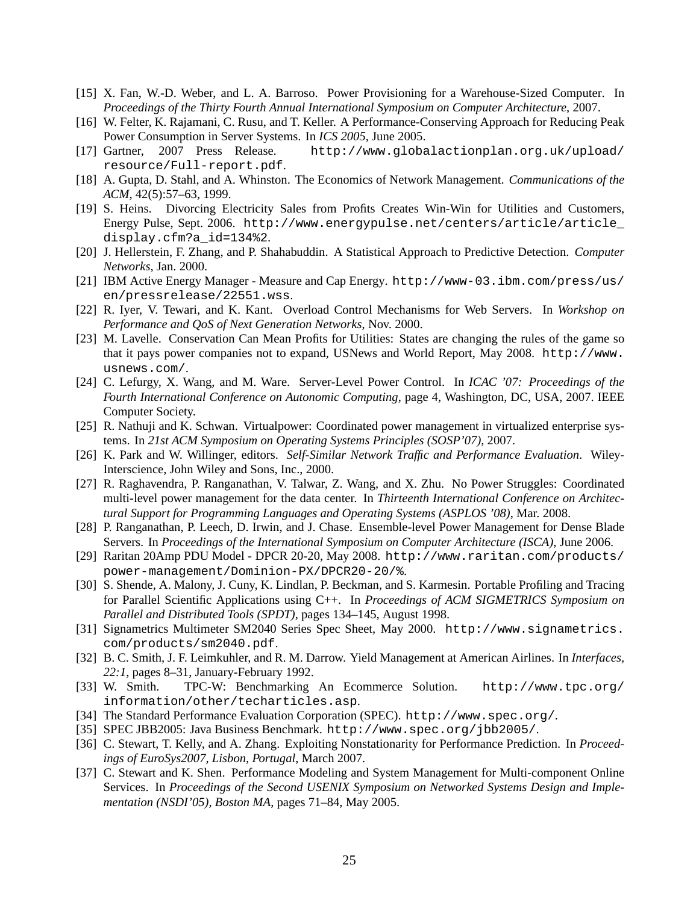[15] X. Fan, W.-D. Weber, and L. A. Barroso. Power Provisioning for a Warehouse-Sized Computer. In *Proceedings of the Thirty Fourth Annual International Symposium on Computer Architecture*, 2007.

[16] W. Felter, K. Rajamani, C. Rusu, and T. Keller. A Performance-Conserving Approach for Reducing Peak Power Consumption in Server Systems. In *ICS 2005*, June 2005.

[17] Gartner, 2007 Press Release. `http://www.globalactionplan.org.uk/upload/resource/Full-report.pdf`.

[18] A. Gupta, D. Stahl, and A. Whinston. The Economics of Network Management. *Communications of the ACM*, 42(5):57–63, 1999.

[19] S. Heins. Divorcing Electricity Sales from Profits Creates Win-Win for Utilities and Customers, Energy Pulse, Sept. 2006. `http://www.energypulse.net/centers/article/article_display.cfm?a_id=134%2`.

[20] J. Hellerstein, F. Zhang, and P. Shahabuddin. A Statistical Approach to Predictive Detection. *Computer Networks*, Jan. 2000.

[21] IBM Active Energy Manager - Measure and Cap Energy. `http://www-03.ibm.com/press/us/en/pressrelease/22551.wss`.

[22] R. Iyer, V. Tewari, and K. Kant. Overload Control Mechanisms for Web Servers. In *Workshop on Performance and QoS of Next Generation Networks*, Nov. 2000.

[23] M. Lavelle. Conservation Can Mean Profits for Utilities: States are changing the rules of the game so that it pays power companies not to expand, USNews and World Report, May 2008. `http://www.usnews.com/`.

[24] C. Lefurgy, X. Wang, and M. Ware. Server-Level Power Control. In *ICAC '07: Proceedings of the Fourth International Conference on Autonomic Computing*, page 4, Washington, DC, USA, 2007. IEEE Computer Society.

[25] R. Nathuji and K. Schwan. Virtualpower: Coordinated power management in virtualized enterprise systems. In *21st ACM Symposium on Operating Systems Principles (SOSP'07)*, 2007.

[26] K. Park and W. Willinger, editors. *Self-Similar Network Traffic and Performance Evaluation*. Wiley-Interscience, John Wiley and Sons, Inc., 2000.

[27] R. Raghavendra, P. Ranganathan, V. Talwar, Z. Wang, and X. Zhu. No Power Struggles: Coordinated multi-level power management for the data center. In *Thirteenth International Conference on Architectural Support for Programming Languages and Operating Systems (ASPLOS '08)*, Mar. 2008.

[28] P. Ranganathan, P. Leech, D. Irwin, and J. Chase. Ensemble-level Power Management for Dense Blade Servers. In *Proceedings of the International Symposium on Computer Architecture (ISCA)*, June 2006.

[29] Raritan 20Amp PDU Model - DPCR 20-20, May 2008. `http://www.raritan.com/products/power-management/Dominion-PX/DPCR20-20/%`.

[30] S. Shende, A. Malony, J. Cuny, K. Lindlan, P. Beckman, and S. Karmesin. Portable Profiling and Tracing for Parallel Scientific Applications using C++. In *Proceedings of ACM SIGMETRICS Symposium on Parallel and Distributed Tools (SPDT)*, pages 134–145, August 1998.

[31] Signametrics Multimeter SM2040 Series Spec Sheet, May 2000. `http://www.signametrics.com/products/sm2040.pdf`.

[32] B. C. Smith, J. F. Leimkuhler, and R. M. Darrow. Yield Management at American Airlines. In *Interfaces, 22:1*, pages 8–31, January-February 1992.

[33] W. Smith. TPC-W: Benchmarking An Ecommerce Solution. `http://www.tpc.org/information/other/techarticles.asp`.

[34] The Standard Performance Evaluation Corporation (SPEC). `http://www.spec.org/`.

[35] SPEC JBB2005: Java Business Benchmark. `http://www.spec.org/jbb2005/`.

[36] C. Stewart, T. Kelly, and A. Zhang. Exploiting Nonstationarity for Performance Prediction. In *Proceedings of EuroSys2007, Lisbon, Portugal*, March 2007.

[37] C. Stewart and K. Shen. Performance Modeling and System Management for Multi-component Online Services. In *Proceedings of the Second USENIX Symposium on Networked Systems Design and Implementation (NSDI'05), Boston MA*, pages 71–84, May 2005.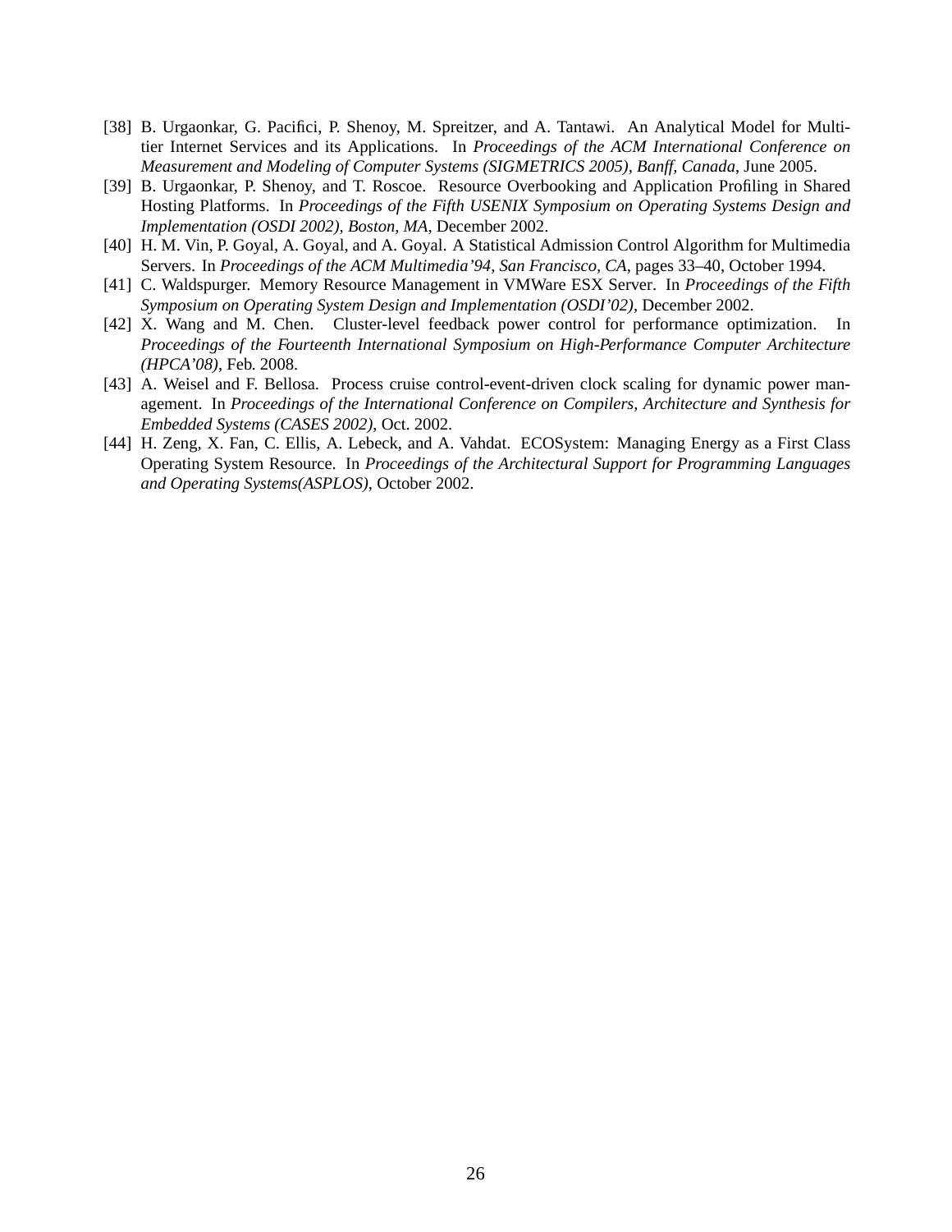[38] B. Urgaonkar, G. Pacifici, P. Shenoy, M. Spreitzer, and A. Tantawi. An Analytical Model for Multi-tier Internet Services and its Applications. In *Proceedings of the ACM International Conference on Measurement and Modeling of Computer Systems (SIGMETRICS 2005), Banff, Canada*, June 2005.

[39] B. Urgaonkar, P. Shenoy, and T. Roscoe. Resource Overbooking and Application Profiling in Shared Hosting Platforms. In *Proceedings of the Fifth USENIX Symposium on Operating Systems Design and Implementation (OSDI 2002), Boston, MA*, December 2002.

[40] H. M. Vin, P. Goyal, A. Goyal, and A. Goyal. A Statistical Admission Control Algorithm for Multimedia Servers. In *Proceedings of the ACM Multimedia'94, San Francisco, CA*, pages 33–40, October 1994.

[41] C. Waldspurger. Memory Resource Management in VMWare ESX Server. In *Proceedings of the Fifth Symposium on Operating System Design and Implementation (OSDI'02)*, December 2002.

[42] X. Wang and M. Chen. Cluster-level feedback power control for performance optimization. In *Proceedings of the Fourteenth International Symposium on High-Performance Computer Architecture (HPCA'08)*, Feb. 2008.

[43] A. Weisel and F. Bellosa. Process cruise control-event-driven clock scaling for dynamic power management. In *Proceedings of the International Conference on Compilers, Architecture and Synthesis for Embedded Systems (CASES 2002)*, Oct. 2002.

[44] H. Zeng, X. Fan, C. Ellis, A. Lebeck, and A. Vahdat. ECOSystem: Managing Energy as a First Class Operating System Resource. In *Proceedings of the Architectural Support for Programming Languages and Operating Systems(ASPLOS)*, October 2002.